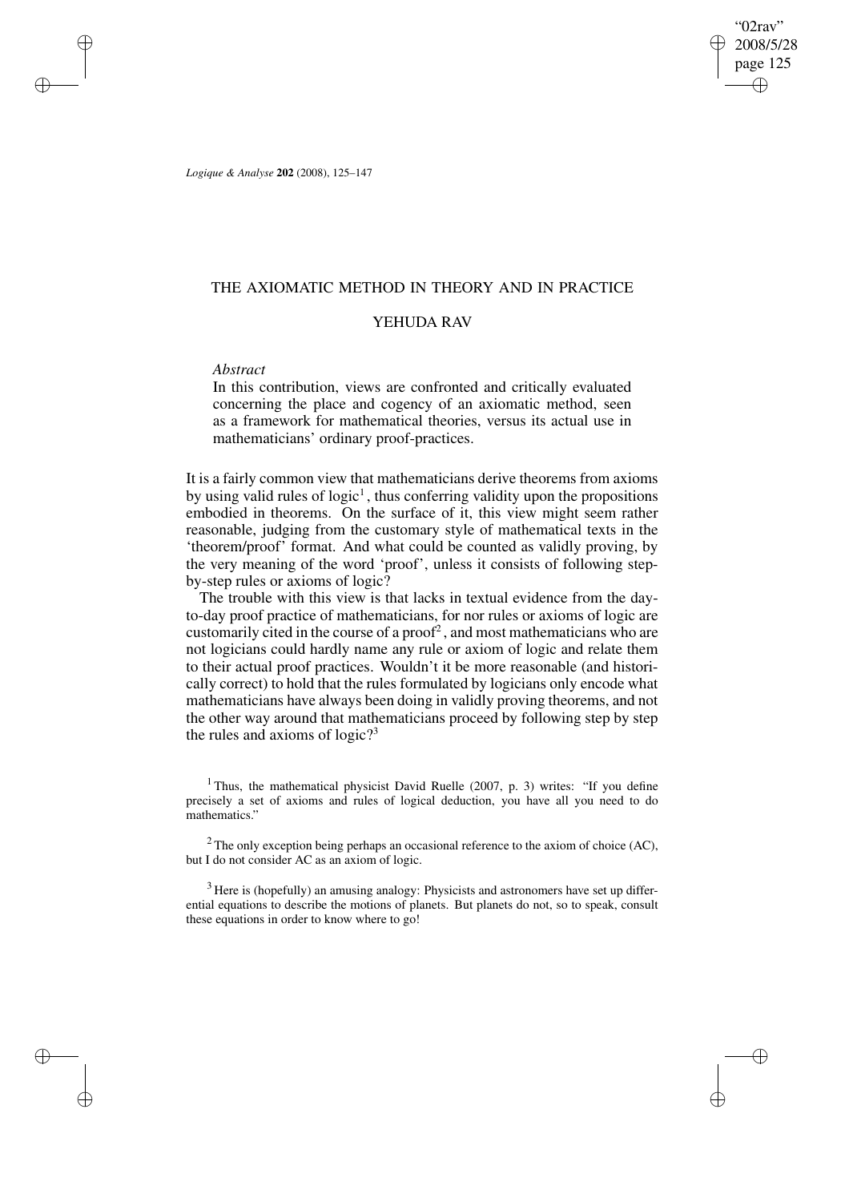# THE AXIOMATIC METHOD IN THEORY AND IN PRACTICE

## YEHUDA RAV

*Abstract*

In this contribution, views are confronted and critically evaluated concerning the place and cogency of an axiomatic method, seen as a framework for mathematical theories, versus its actual use in mathematicians' ordinary proof-practices.

It is a fairly common view that mathematicians derive theorems from axioms by using valid rules of logic[1], thus conferring validity upon the propositions embodied in theorems. On the surface of it, this view might seem rather reasonable, judging from the customary style of mathematical texts in the 'theorem/proof' format. And what could be counted as validly proving, by the very meaning of the word 'proof', unless it consists of following step-by-step rules or axioms of logic?

The trouble with this view is that lacks in textual evidence from the day-to-day proof practice of mathematicians, for nor rules or axioms of logic are customarily cited in the course of a proof[2], and most mathematicians who are not logicians could hardly name any rule or axiom of logic and relate them to their actual proof practices. Wouldn't it be more reasonable (and historically correct) to hold that the rules formulated by logicians only encode what mathematicians have always been doing in validly proving theorems, and not the other way around that mathematicians proceed by following step by step the rules and axioms of logic?[3]

[1] Thus, the mathematical physicist David Ruelle (2007, p. 3) writes: "If you define precisely a set of axioms and rules of logical deduction, you have all you need to do mathematics."

[2] The only exception being perhaps an occasional reference to the axiom of choice (AC), but I do not consider AC as an axiom of logic.

[3] Here is (hopefully) an amusing analogy: Physicists and astronomers have set up differential equations to describe the motions of planets. But planets do not, so to speak, consult these equations in order to know where to go!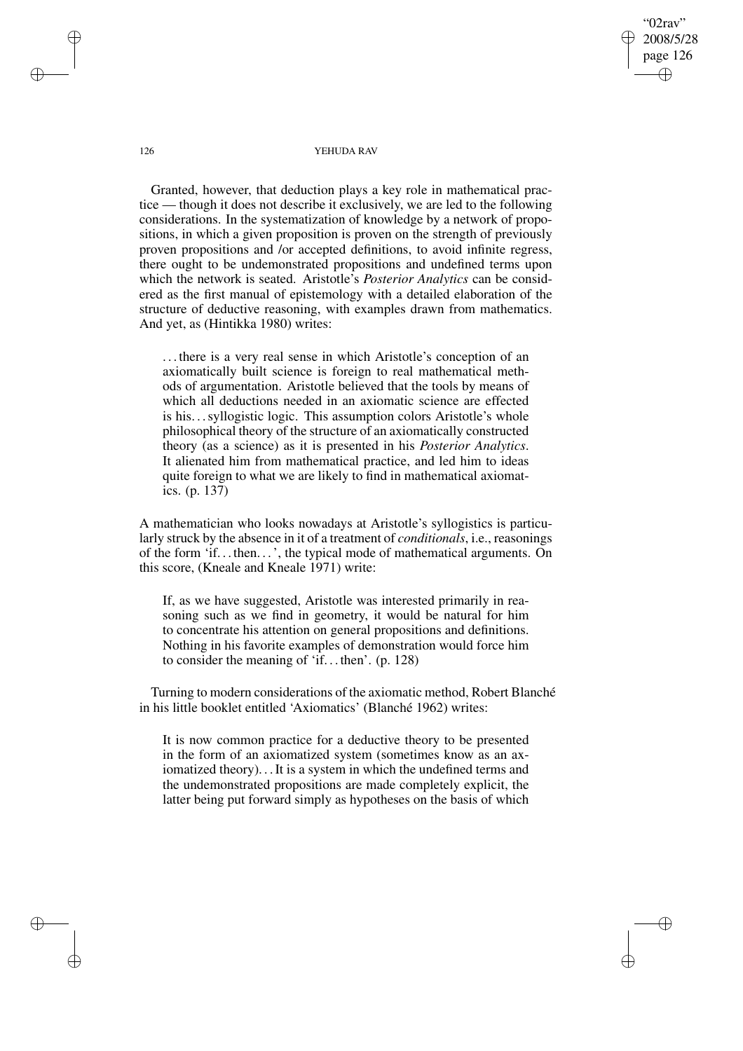Granted, however, that deduction plays a key role in mathematical practice — though it does not describe it exclusively, we are led to the following considerations. In the systematization of knowledge by a network of propositions, in which a given proposition is proven on the strength of previously proven propositions and /or accepted definitions, to avoid infinite regress, there ought to be undemonstrated propositions and undefined terms upon which the network is seated. Aristotle's *Posterior Analytics* can be considered as the first manual of epistemology with a detailed elaboration of the structure of deductive reasoning, with examples drawn from mathematics. And yet, as (Hintikka 1980) writes:

> ...there is a very real sense in which Aristotle's conception of an axiomatically built science is foreign to real mathematical methods of argumentation. Aristotle believed that the tools by means of which all deductions needed in an axiomatic science are effected is his...syllogistic logic. This assumption colors Aristotle's whole philosophical theory of the structure of an axiomatically constructed theory (as a science) as it is presented in his *Posterior Analytics*. It alienated him from mathematical practice, and led him to ideas quite foreign to what we are likely to find in mathematical axiomatics. (p. 137)

A mathematician who looks nowadays at Aristotle's syllogistics is particularly struck by the absence in it of a treatment of *conditionals*, i.e., reasonings of the form 'if...then...', the typical mode of mathematical arguments. On this score, (Kneale and Kneale 1971) write:

> If, as we have suggested, Aristotle was interested primarily in reasoning such as we find in geometry, it would be natural for him to concentrate his attention on general propositions and definitions. Nothing in his favorite examples of demonstration would force him to consider the meaning of 'if...then'. (p. 128)

Turning to modern considerations of the axiomatic method, Robert Blanché in his little booklet entitled 'Axiomatics' (Blanché 1962) writes:

> It is now common practice for a deductive theory to be presented in the form of an axiomatized system (sometimes know as an axiomatized theory)...It is a system in which the undefined terms and the undemonstrated propositions are made completely explicit, the latter being put forward simply as hypotheses on the basis of which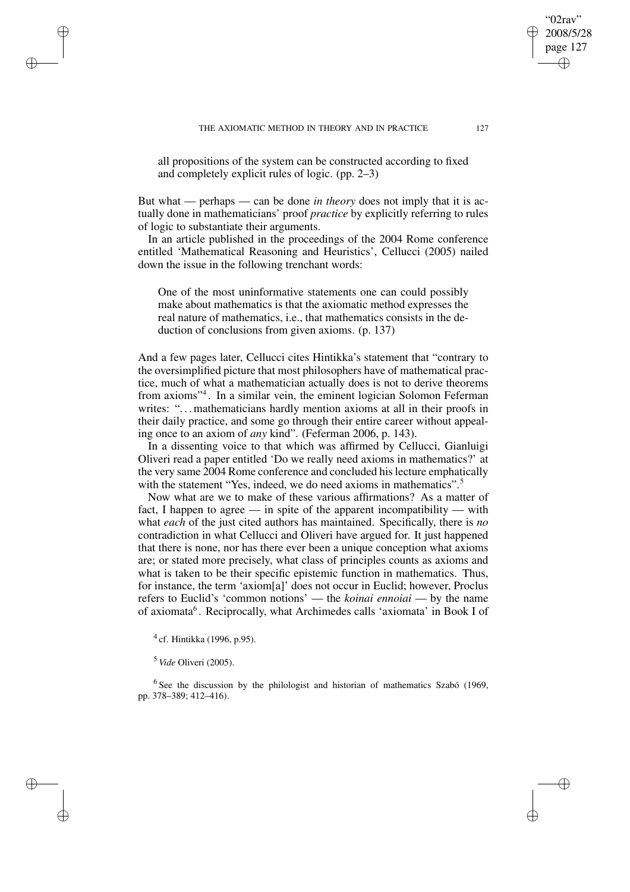all propositions of the system can be constructed according to fixed and completely explicit rules of logic. (pp. 2–3)

But what — perhaps — can be done *in theory* does not imply that it is actually done in mathematicians' proof *practice* by explicitly referring to rules of logic to substantiate their arguments.

In an article published in the proceedings of the 2004 Rome conference entitled 'Mathematical Reasoning and Heuristics', Cellucci (2005) nailed down the issue in the following trenchant words:

> One of the most uninformative statements one can could possibly make about mathematics is that the axiomatic method expresses the real nature of mathematics, i.e., that mathematics consists in the deduction of conclusions from given axioms. (p. 137)

And a few pages later, Cellucci cites Hintikka's statement that "contrary to the oversimplified picture that most philosophers have of mathematical practice, much of what a mathematician actually does is not to derive theorems from axioms"[4]. In a similar vein, the eminent logician Solomon Feferman writes: "…mathematicians hardly mention axioms at all in their proofs in their daily practice, and some go through their entire career without appealing once to an axiom of *any* kind". (Feferman 2006, p. 143).

In a dissenting voice to that which was affirmed by Cellucci, Gianluigi Oliveri read a paper entitled 'Do we really need axioms in mathematics?' at the very same 2004 Rome conference and concluded his lecture emphatically with the statement "Yes, indeed, we do need axioms in mathematics".[5]

Now what are we to make of these various affirmations? As a matter of fact, I happen to agree — in spite of the apparent incompatibility — with what *each* of the just cited authors has maintained. Specifically, there is *no* contradiction in what Cellucci and Oliveri have argued for. It just happened that there is none, nor has there ever been a unique conception what axioms are; or stated more precisely, what class of principles counts as axioms and what is taken to be their specific epistemic function in mathematics. Thus, for instance, the term 'axiom[a]' does not occur in Euclid; however, Proclus refers to Euclid's 'common notions' — the *koinai ennoiai* — by the name of axiomata[6]. Reciprocally, what Archimedes calls 'axiomata' in Book I of

[4] cf. Hintikka (1996, p.95).

[5] *Vide* Oliveri (2005).

[6] See the discussion by the philologist and historian of mathematics Szabó (1969, pp. 378–389; 412–416).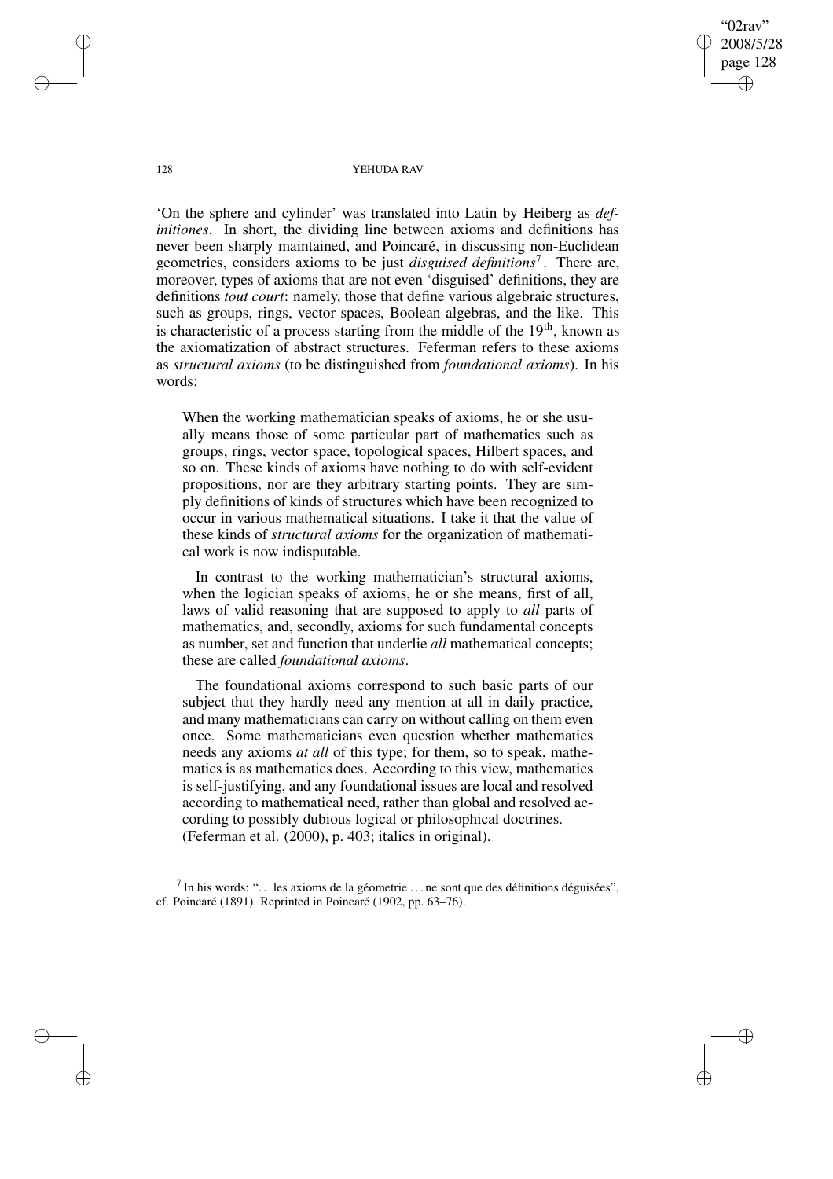'On the sphere and cylinder' was translated into Latin by Heiberg as *definitiones*. In short, the dividing line between axioms and definitions has never been sharply maintained, and Poincaré, in discussing non-Euclidean geometries, considers axioms to be just *disguised definitions*[7]. There are, moreover, types of axioms that are not even 'disguised' definitions, they are definitions *tout court*: namely, those that define various algebraic structures, such as groups, rings, vector spaces, Boolean algebras, and the like. This is characteristic of a process starting from the middle of the 19th, known as the axiomatization of abstract structures. Feferman refers to these axioms as *structural axioms* (to be distinguished from *foundational axioms*). In his words:

> When the working mathematician speaks of axioms, he or she usually means those of some particular part of mathematics such as groups, rings, vector space, topological spaces, Hilbert spaces, and so on. These kinds of axioms have nothing to do with self-evident propositions, nor are they arbitrary starting points. They are simply definitions of kinds of structures which have been recognized to occur in various mathematical situations. I take it that the value of these kinds of *structural axioms* for the organization of mathematical work is now indisputable.
>
> In contrast to the working mathematician's structural axioms, when the logician speaks of axioms, he or she means, first of all, laws of valid reasoning that are supposed to apply to *all* parts of mathematics, and, secondly, axioms for such fundamental concepts as number, set and function that underlie *all* mathematical concepts; these are called *foundational axioms*.
>
> The foundational axioms correspond to such basic parts of our subject that they hardly need any mention at all in daily practice, and many mathematicians can carry on without calling on them even once. Some mathematicians even question whether mathematics needs any axioms *at all* of this type; for them, so to speak, mathematics is as mathematics does. According to this view, mathematics is self-justifying, and any foundational issues are local and resolved according to mathematical need, rather than global and resolved according to possibly dubious logical or philosophical doctrines. (Feferman et al. (2000), p. 403; italics in original).

[7] In his words: "... les axioms de la géometrie ... ne sont que des définitions déguisées", cf. Poincaré (1891). Reprinted in Poincaré (1902, pp. 63–76).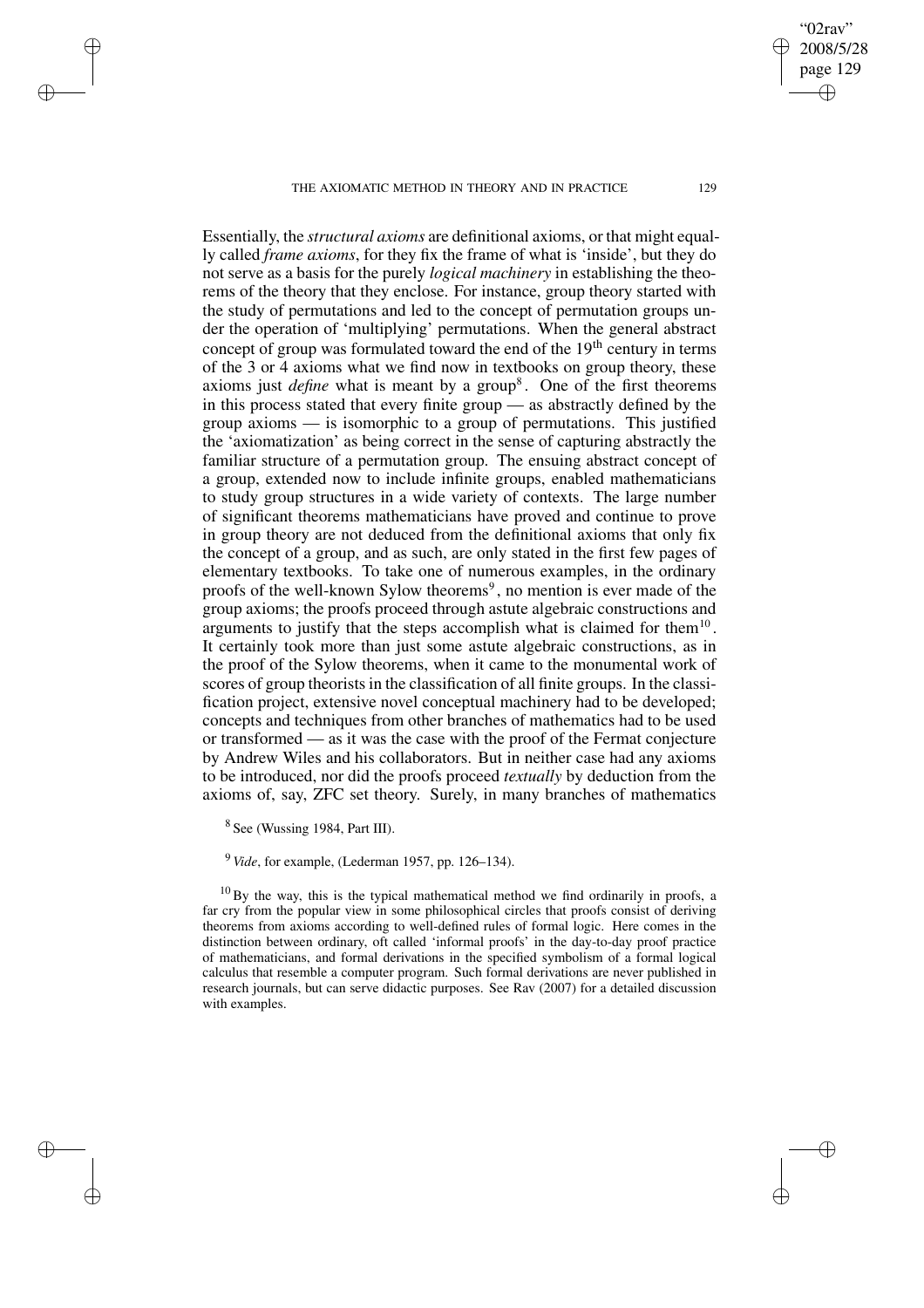Essentially, the *structural axioms* are definitional axioms, or that might equally called *frame axioms*, for they fix the frame of what is 'inside', but they do not serve as a basis for the purely *logical machinery* in establishing the theorems of the theory that they enclose. For instance, group theory started with the study of permutations and led to the concept of permutation groups under the operation of 'multiplying' permutations. When the general abstract concept of group was formulated toward the end of the 19th century in terms of the 3 or 4 axioms what we find now in textbooks on group theory, these axioms just *define* what is meant by a group[8]. One of the first theorems in this process stated that every finite group — as abstractly defined by the group axioms — is isomorphic to a group of permutations. This justified the 'axiomatization' as being correct in the sense of capturing abstractly the familiar structure of a permutation group. The ensuing abstract concept of a group, extended now to include infinite groups, enabled mathematicians to study group structures in a wide variety of contexts. The large number of significant theorems mathematicians have proved and continue to prove in group theory are not deduced from the definitional axioms that only fix the concept of a group, and as such, are only stated in the first few pages of elementary textbooks. To take one of numerous examples, in the ordinary proofs of the well-known Sylow theorems[9], no mention is ever made of the group axioms; the proofs proceed through astute algebraic constructions and arguments to justify that the steps accomplish what is claimed for them[10]. It certainly took more than just some astute algebraic constructions, as in the proof of the Sylow theorems, when it came to the monumental work of scores of group theorists in the classification of all finite groups. In the classification project, extensive novel conceptual machinery had to be developed; concepts and techniques from other branches of mathematics had to be used or transformed — as it was the case with the proof of the Fermat conjecture by Andrew Wiles and his collaborators. But in neither case had any axioms to be introduced, nor did the proofs proceed *textually* by deduction from the axioms of, say, ZFC set theory. Surely, in many branches of mathematics

[8] See (Wussing 1984, Part III).

[9] *Vide*, for example, (Lederman 1957, pp. 126–134).

[10] By the way, this is the typical mathematical method we find ordinarily in proofs, a far cry from the popular view in some philosophical circles that proofs consist of deriving theorems from axioms according to well-defined rules of formal logic. Here comes in the distinction between ordinary, oft called 'informal proofs' in the day-to-day proof practice of mathematicians, and formal derivations in the specified symbolism of a formal logical calculus that resemble a computer program. Such formal derivations are never published in research journals, but can serve didactic purposes. See Rav (2007) for a detailed discussion with examples.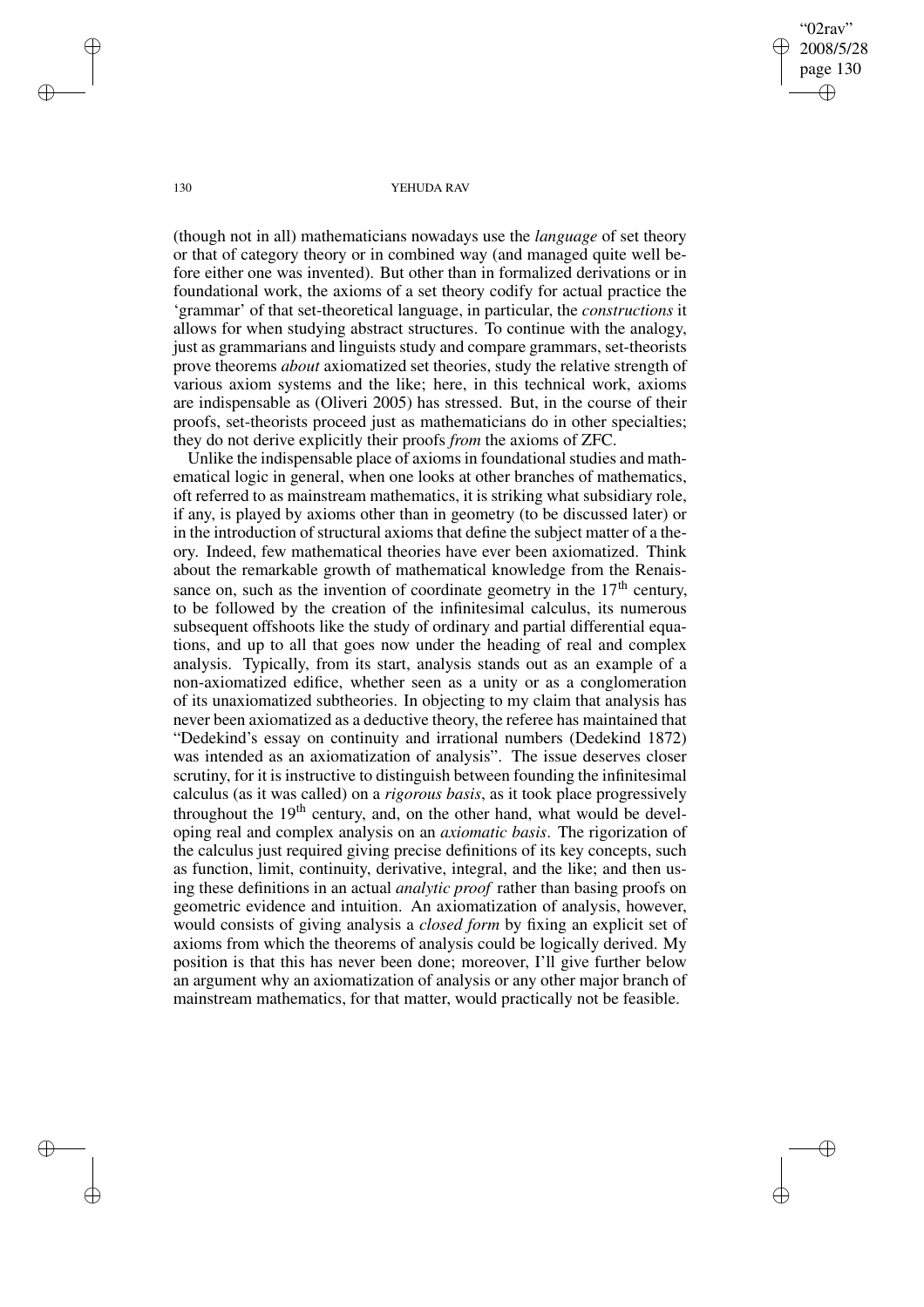(though not in all) mathematicians nowadays use the *language* of set theory or that of category theory or in combined way (and managed quite well before either one was invented). But other than in formalized derivations or in foundational work, the axioms of a set theory codify for actual practice the 'grammar' of that set-theoretical language, in particular, the *constructions* it allows for when studying abstract structures. To continue with the analogy, just as grammarians and linguists study and compare grammars, set-theorists prove theorems *about* axiomatized set theories, study the relative strength of various axiom systems and the like; here, in this technical work, axioms are indispensable as (Oliveri 2005) has stressed. But, in the course of their proofs, set-theorists proceed just as mathematicians do in other specialties; they do not derive explicitly their proofs *from* the axioms of ZFC.

Unlike the indispensable place of axioms in foundational studies and mathematical logic in general, when one looks at other branches of mathematics, oft referred to as mainstream mathematics, it is striking what subsidiary role, if any, is played by axioms other than in geometry (to be discussed later) or in the introduction of structural axioms that define the subject matter of a theory. Indeed, few mathematical theories have ever been axiomatized. Think about the remarkable growth of mathematical knowledge from the Renaissance on, such as the invention of coordinate geometry in the 17th century, to be followed by the creation of the infinitesimal calculus, its numerous subsequent offshoots like the study of ordinary and partial differential equations, and up to all that goes now under the heading of real and complex analysis. Typically, from its start, analysis stands out as an example of a non-axiomatized edifice, whether seen as a unity or as a conglomeration of its unaxiomatized subtheories. In objecting to my claim that analysis has never been axiomatized as a deductive theory, the referee has maintained that "Dedekind's essay on continuity and irrational numbers (Dedekind 1872) was intended as an axiomatization of analysis". The issue deserves closer scrutiny, for it is instructive to distinguish between founding the infinitesimal calculus (as it was called) on a *rigorous basis*, as it took place progressively throughout the 19th century, and, on the other hand, what would be developing real and complex analysis on an *axiomatic basis*. The rigorization of the calculus just required giving precise definitions of its key concepts, such as function, limit, continuity, derivative, integral, and the like; and then using these definitions in an actual *analytic proof* rather than basing proofs on geometric evidence and intuition. An axiomatization of analysis, however, would consists of giving analysis a *closed form* by fixing an explicit set of axioms from which the theorems of analysis could be logically derived. My position is that this has never been done; moreover, I'll give further below an argument why an axiomatization of analysis or any other major branch of mainstream mathematics, for that matter, would practically not be feasible.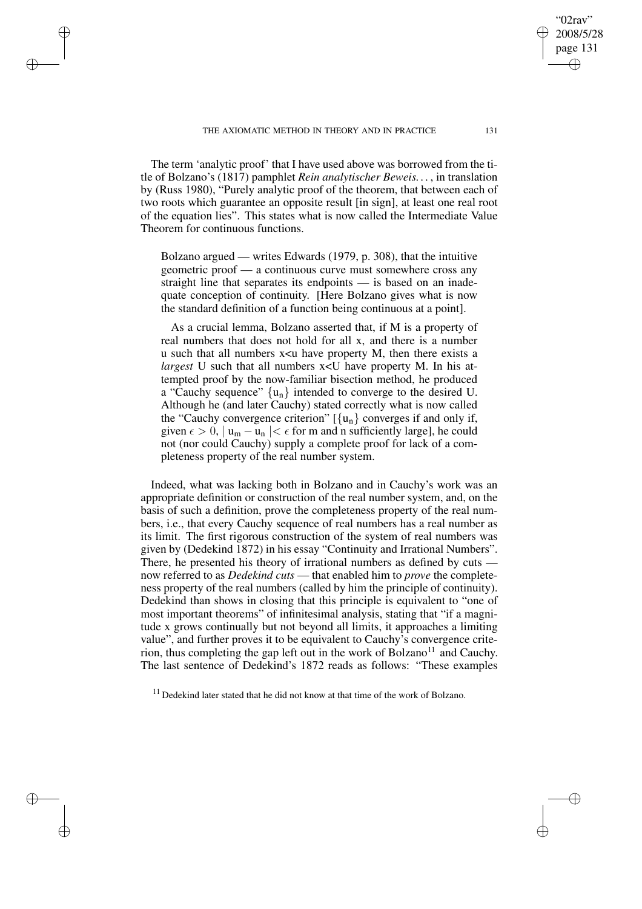The term 'analytic proof' that I have used above was borrowed from the title of Bolzano's (1817) pamphlet *Rein analytischer Beweis. . .* , in translation by (Russ 1980), "Purely analytic proof of the theorem, that between each of two roots which guarantee an opposite result [in sign], at least one real root of the equation lies". This states what is now called the Intermediate Value Theorem for continuous functions.

> Bolzano argued — writes Edwards (1979, p. 308), that the intuitive geometric proof — a continuous curve must somewhere cross any straight line that separates its endpoints — is based on an inadequate conception of continuity. [Here Bolzano gives what is now the standard definition of a function being continuous at a point].
>
> As a crucial lemma, Bolzano asserted that, if M is a property of real numbers that does not hold for all x, and there is a number u such that all numbers x<u have property M, then there exists a *largest* U such that all numbers x<U have property M. In his attempted proof by the now-familiar bisection method, he produced a "Cauchy sequence" $\{u_n\}$ intended to converge to the desired U. Although he (and later Cauchy) stated correctly what is now called the "Cauchy convergence criterion" [$\{u_n\}$ converges if and only if, given $\epsilon > 0$, $| u_m - u_n | < \epsilon$ for m and n sufficiently large], he could not (nor could Cauchy) supply a complete proof for lack of a completeness property of the real number system.

Indeed, what was lacking both in Bolzano and in Cauchy's work was an appropriate definition or construction of the real number system, and, on the basis of such a definition, prove the completeness property of the real numbers, i.e., that every Cauchy sequence of real numbers has a real number as its limit. The first rigorous construction of the system of real numbers was given by (Dedekind 1872) in his essay "Continuity and Irrational Numbers". There, he presented his theory of irrational numbers as defined by cuts — now referred to as *Dedekind cuts* — that enabled him to *prove* the completeness property of the real numbers (called by him the principle of continuity). Dedekind than shows in closing that this principle is equivalent to "one of most important theorems" of infinitesimal analysis, stating that "if a magnitude x grows continually but not beyond all limits, it approaches a limiting value", and further proves it to be equivalent to Cauchy's convergence criterion, thus completing the gap left out in the work of Bolzano[11] and Cauchy. The last sentence of Dedekind's 1872 reads as follows: "These examples

[11] Dedekind later stated that he did not know at that time of the work of Bolzano.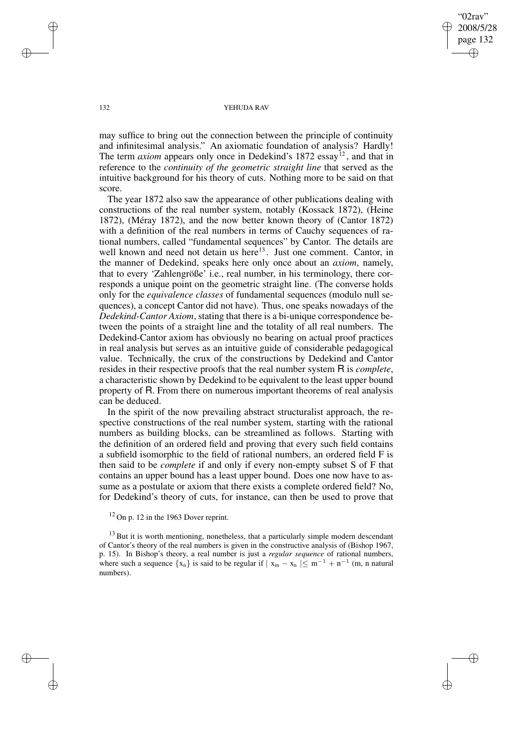may suffice to bring out the connection between the principle of continuity and infinitesimal analysis." An axiomatic foundation of analysis? Hardly! The term *axiom* appears only once in Dedekind's 1872 essay[12], and that in reference to the *continuity of the geometric straight line* that served as the intuitive background for his theory of cuts. Nothing more to be said on that score.

The year 1872 also saw the appearance of other publications dealing with constructions of the real number system, notably (Kossack 1872), (Heine 1872), (Méray 1872), and the now better known theory of (Cantor 1872) with a definition of the real numbers in terms of Cauchy sequences of rational numbers, called "fundamental sequences" by Cantor. The details are well known and need not detain us here[13]. Just one comment. Cantor, in the manner of Dedekind, speaks here only once about an *axiom*, namely, that to every 'Zahlengröße' i.e., real number, in his terminology, there corresponds a unique point on the geometric straight line. (The converse holds only for the *equivalence classes* of fundamental sequences (modulo null sequences), a concept Cantor did not have). Thus, one speaks nowadays of the *Dedekind-Cantor Axiom*, stating that there is a bi-unique correspondence between the points of a straight line and the totality of all real numbers. The Dedekind-Cantor axiom has obviously no bearing on actual proof practices in real analysis but serves as an intuitive guide of considerable pedagogical value. Technically, the crux of the constructions by Dedekind and Cantor resides in their respective proofs that the real number system $\mathsf{R}$ is *complete*, a characteristic shown by Dedekind to be equivalent to the least upper bound property of $\mathsf{R}$. From there on numerous important theorems of real analysis can be deduced.

In the spirit of the now prevailing abstract structuralist approach, the respective constructions of the real number system, starting with the rational numbers as building blocks, can be streamlined as follows. Starting with the definition of an ordered field and proving that every such field contains a subfield isomorphic to the field of rational numbers, an ordered field F is then said to be *complete* if and only if every non-empty subset S of F that contains an upper bound has a least upper bound. Does one now have to assume as a postulate or axiom that there exists a complete ordered field? No, for Dedekind's theory of cuts, for instance, can then be used to prove that

[12] On p. 12 in the 1963 Dover reprint.

[13] But it is worth mentioning, nonetheless, that a particularly simple modern descendant of Cantor's theory of the real numbers is given in the constructive analysis of (Bishop 1967, p. 15). In Bishop's theory, a real number is just a *regular sequence* of rational numbers, where such a sequence $\{x_n\}$ is said to be regular if $|x_m - x_n| \leq m^{-1} + n^{-1}$ (m, n natural numbers).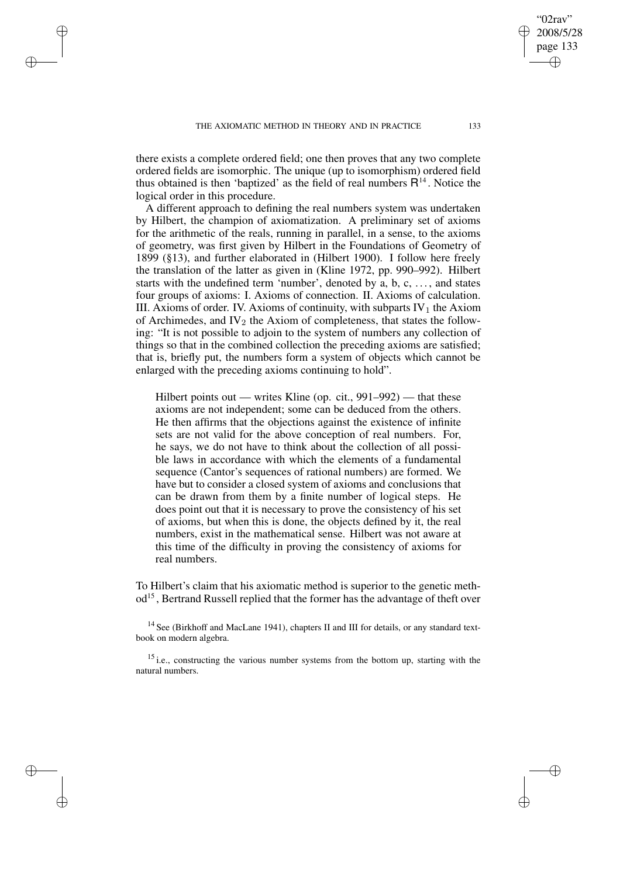there exists a complete ordered field; one then proves that any two complete ordered fields are isomorphic. The unique (up to isomorphism) ordered field thus obtained is then 'baptized' as the field of real numbers R[14]. Notice the logical order in this procedure.

A different approach to defining the real numbers system was undertaken by Hilbert, the champion of axiomatization. A preliminary set of axioms for the arithmetic of the reals, running in parallel, in a sense, to the axioms of geometry, was first given by Hilbert in the Foundations of Geometry of 1899 (§13), and further elaborated in (Hilbert 1900). I follow here freely the translation of the latter as given in (Kline 1972, pp. 990–992). Hilbert starts with the undefined term 'number', denoted by a, b, c, ..., and states four groups of axioms: I. Axioms of connection. II. Axioms of calculation. III. Axioms of order. IV. Axioms of continuity, with subparts $\text{IV}_1$ the Axiom of Archimedes, and $\text{IV}_2$ the Axiom of completeness, that states the following: "It is not possible to adjoin to the system of numbers any collection of things so that in the combined collection the preceding axioms are satisfied; that is, briefly put, the numbers form a system of objects which cannot be enlarged with the preceding axioms continuing to hold".

> Hilbert points out — writes Kline (op. cit., 991–992) — that these axioms are not independent; some can be deduced from the others. He then affirms that the objections against the existence of infinite sets are not valid for the above conception of real numbers. For, he says, we do not have to think about the collection of all possible laws in accordance with which the elements of a fundamental sequence (Cantor's sequences of rational numbers) are formed. We have but to consider a closed system of axioms and conclusions that can be drawn from them by a finite number of logical steps. He does point out that it is necessary to prove the consistency of his set of axioms, but when this is done, the objects defined by it, the real numbers, exist in the mathematical sense. Hilbert was not aware at this time of the difficulty in proving the consistency of axioms for real numbers.

To Hilbert's claim that his axiomatic method is superior to the genetic method[15], Bertrand Russell replied that the former has the advantage of theft over

[14] See (Birkhoff and MacLane 1941), chapters II and III for details, or any standard textbook on modern algebra.

[15] i.e., constructing the various number systems from the bottom up, starting with the natural numbers.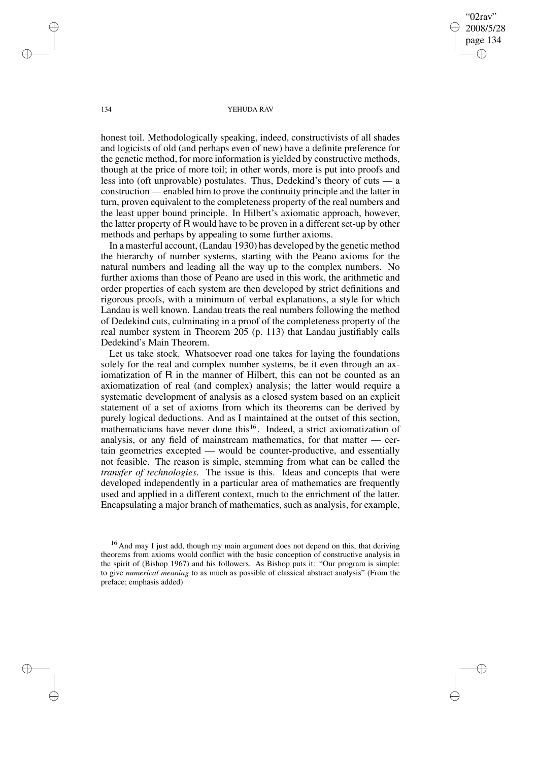honest toil. Methodologically speaking, indeed, constructivists of all shades and logicists of old (and perhaps even of new) have a definite preference for the genetic method, for more information is yielded by constructive methods, though at the price of more toil; in other words, more is put into proofs and less into (oft unprovable) postulates. Thus, Dedekind's theory of cuts — a construction — enabled him to prove the continuity principle and the latter in turn, proven equivalent to the completeness property of the real numbers and the least upper bound principle. In Hilbert's axiomatic approach, however, the latter property of R would have to be proven in a different set-up by other methods and perhaps by appealing to some further axioms.

In a masterful account, (Landau 1930) has developed by the genetic method the hierarchy of number systems, starting with the Peano axioms for the natural numbers and leading all the way up to the complex numbers. No further axioms than those of Peano are used in this work, the arithmetic and order properties of each system are then developed by strict definitions and rigorous proofs, with a minimum of verbal explanations, a style for which Landau is well known. Landau treats the real numbers following the method of Dedekind cuts, culminating in a proof of the completeness property of the real number system in Theorem 205 (p. 113) that Landau justifiably calls Dedekind's Main Theorem.

Let us take stock. Whatsoever road one takes for laying the foundations solely for the real and complex number systems, be it even through an axiomatization of R in the manner of Hilbert, this can not be counted as an axiomatization of real (and complex) analysis; the latter would require a systematic development of analysis as a closed system based on an explicit statement of a set of axioms from which its theorems can be derived by purely logical deductions. And as I maintained at the outset of this section, mathematicians have never done this[16]. Indeed, a strict axiomatization of analysis, or any field of mainstream mathematics, for that matter — certain geometries excepted — would be counter-productive, and essentially not feasible. The reason is simple, stemming from what can be called the *transfer of technologies*. The issue is this. Ideas and concepts that were developed independently in a particular area of mathematics are frequently used and applied in a different context, much to the enrichment of the latter. Encapsulating a major branch of mathematics, such as analysis, for example,

[16] And may I just add, though my main argument does not depend on this, that deriving theorems from axioms would conflict with the basic conception of constructive analysis in the spirit of (Bishop 1967) and his followers. As Bishop puts it: "Our program is simple: to give *numerical meaning* to as much as possible of classical abstract analysis" (From the preface; emphasis added)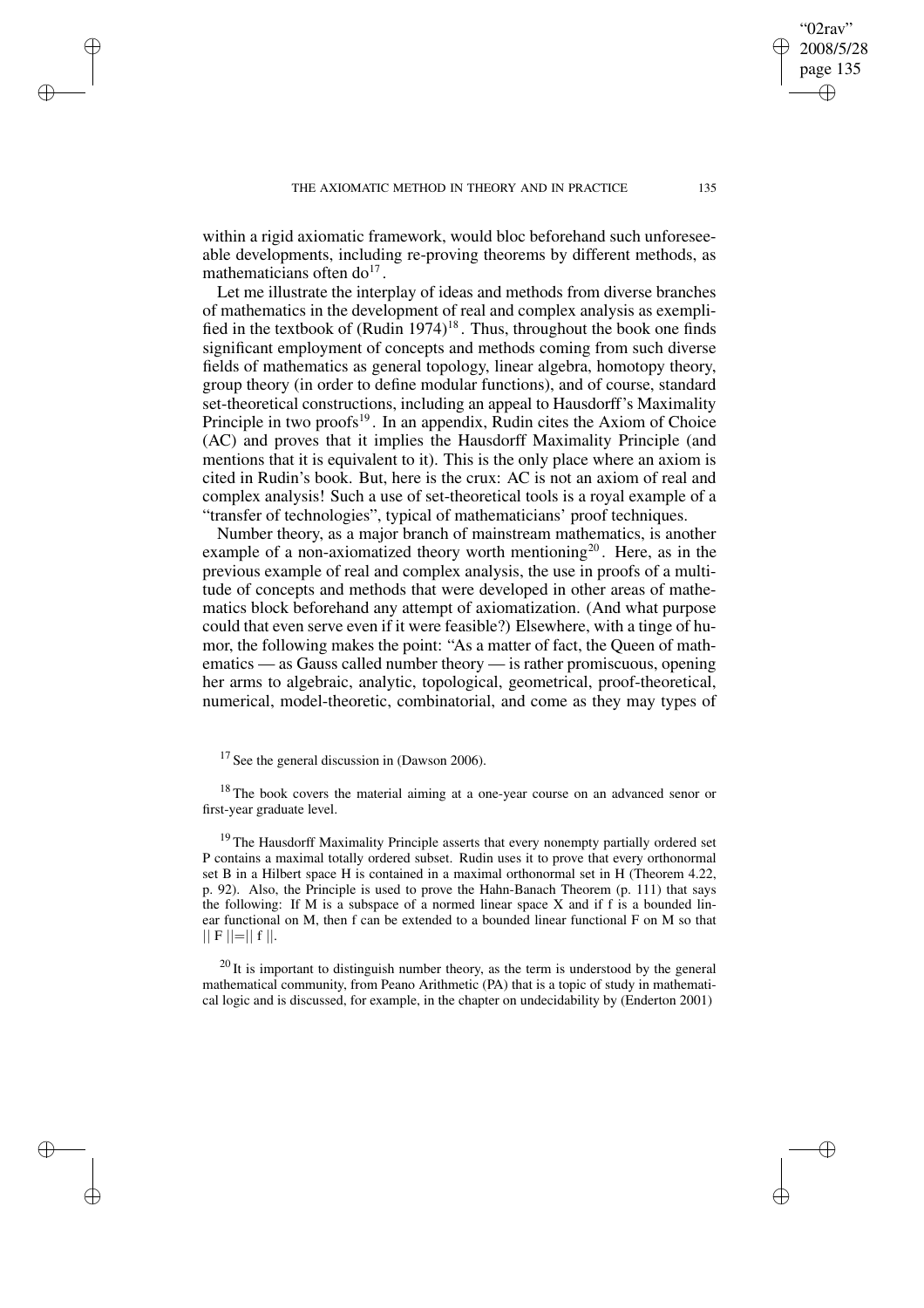within a rigid axiomatic framework, would bloc beforehand such unforeseeable developments, including re-proving theorems by different methods, as mathematicians often do[17].

Let me illustrate the interplay of ideas and methods from diverse branches of mathematics in the development of real and complex analysis as exemplified in the textbook of (Rudin 1974)[18]. Thus, throughout the book one finds significant employment of concepts and methods coming from such diverse fields of mathematics as general topology, linear algebra, homotopy theory, group theory (in order to define modular functions), and of course, standard set-theoretical constructions, including an appeal to Hausdorff's Maximality Principle in two proofs[19]. In an appendix, Rudin cites the Axiom of Choice (AC) and proves that it implies the Hausdorff Maximality Principle (and mentions that it is equivalent to it). This is the only place where an axiom is cited in Rudin's book. But, here is the crux: AC is not an axiom of real and complex analysis! Such a use of set-theoretical tools is a royal example of a "transfer of technologies", typical of mathematicians' proof techniques.

Number theory, as a major branch of mainstream mathematics, is another example of a non-axiomatized theory worth mentioning[20]. Here, as in the previous example of real and complex analysis, the use in proofs of a multitude of concepts and methods that were developed in other areas of mathematics block beforehand any attempt of axiomatization. (And what purpose could that even serve even if it were feasible?) Elsewhere, with a tinge of humor, the following makes the point: "As a matter of fact, the Queen of mathematics — as Gauss called number theory — is rather promiscuous, opening her arms to algebraic, analytic, topological, geometrical, proof-theoretical, numerical, model-theoretic, combinatorial, and come as they may types of

[17] See the general discussion in (Dawson 2006).

[18] The book covers the material aiming at a one-year course on an advanced senor or first-year graduate level.

[19] The Hausdorff Maximality Principle asserts that every nonempty partially ordered set P contains a maximal totally ordered subset. Rudin uses it to prove that every orthonormal set B in a Hilbert space H is contained in a maximal orthonormal set in H (Theorem 4.22, p. 92). Also, the Principle is used to prove the Hahn-Banach Theorem (p. 111) that says the following: If M is a subspace of a normed linear space X and if f is a bounded linear functional on M, then f can be extended to a bounded linear functional F on M so that $\| F \| = \| f \|$.

[20] It is important to distinguish number theory, as the term is understood by the general mathematical community, from Peano Arithmetic (PA) that is a topic of study in mathematical logic and is discussed, for example, in the chapter on undecidability by (Enderton 2001)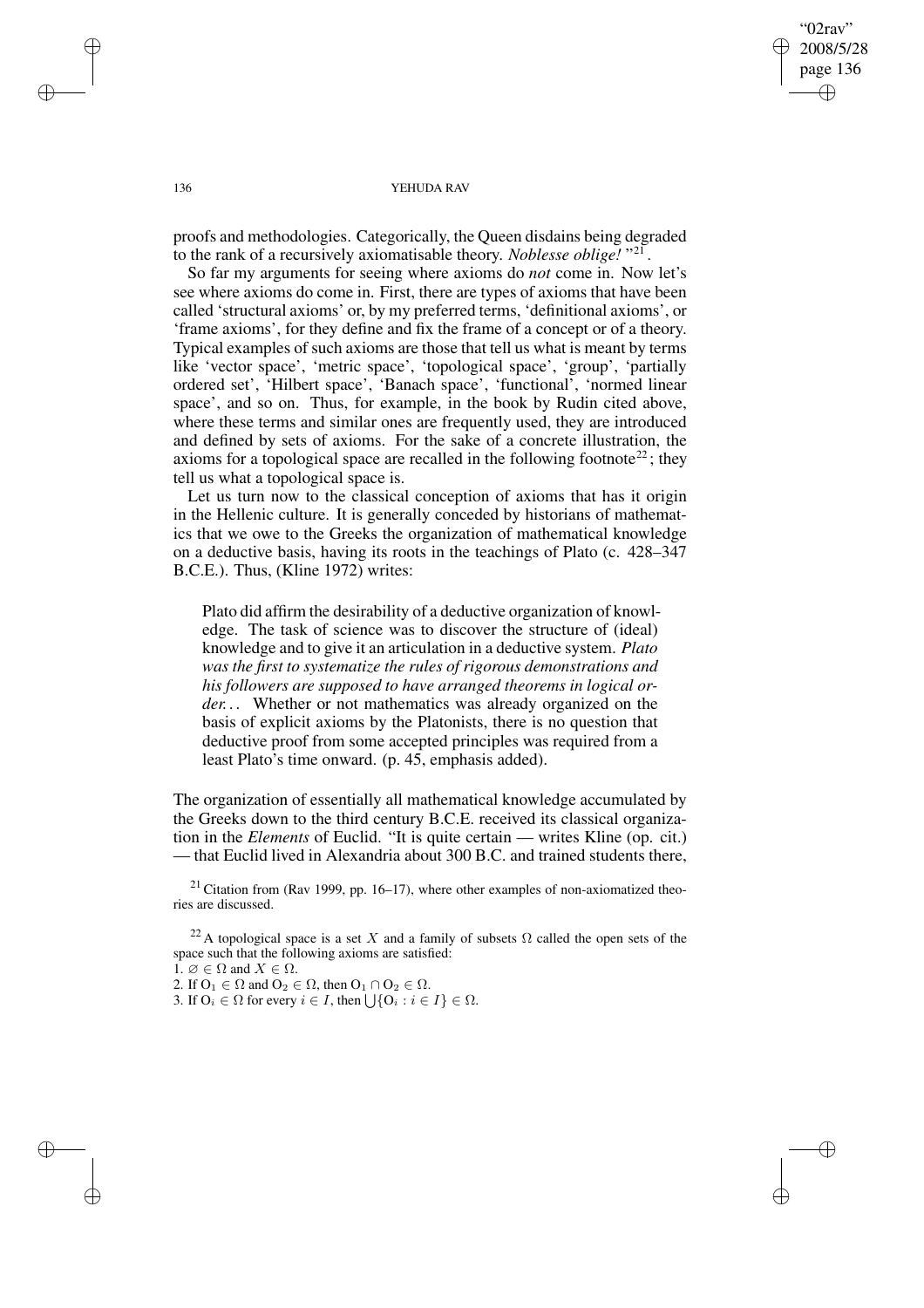proofs and methodologies. Categorically, the Queen disdains being degraded to the rank of a recursively axiomatisable theory. *Noblesse oblige!* "[21].

So far my arguments for seeing where axioms do *not* come in. Now let's see where axioms do come in. First, there are types of axioms that have been called 'structural axioms' or, by my preferred terms, 'definitional axioms', or 'frame axioms', for they define and fix the frame of a concept or of a theory. Typical examples of such axioms are those that tell us what is meant by terms like 'vector space', 'metric space', 'topological space', 'group', 'partially ordered set', 'Hilbert space', 'Banach space', 'functional', 'normed linear space', and so on. Thus, for example, in the book by Rudin cited above, where these terms and similar ones are frequently used, they are introduced and defined by sets of axioms. For the sake of a concrete illustration, the axioms for a topological space are recalled in the following footnote[22]; they tell us what a topological space is.

Let us turn now to the classical conception of axioms that has it origin in the Hellenic culture. It is generally conceded by historians of mathematics that we owe to the Greeks the organization of mathematical knowledge on a deductive basis, having its roots in the teachings of Plato (c. 428–347 B.C.E.). Thus, (Kline 1972) writes:

> Plato did affirm the desirability of a deductive organization of knowledge. The task of science was to discover the structure of (ideal) knowledge and to give it an articulation in a deductive system. *Plato was the first to systematize the rules of rigorous demonstrations and his followers are supposed to have arranged theorems in logical order...* Whether or not mathematics was already organized on the basis of explicit axioms by the Platonists, there is no question that deductive proof from some accepted principles was required from a least Plato's time onward. (p. 45, emphasis added).

The organization of essentially all mathematical knowledge accumulated by the Greeks down to the third century B.C.E. received its classical organization in the *Elements* of Euclid. "It is quite certain — writes Kline (op. cit.) — that Euclid lived in Alexandria about 300 B.C. and trained students there,

---

[21] Citation from (Rav 1999, pp. 16–17), where other examples of non-axiomatized theories are discussed.

[22] A topological space is a set $X$ and a family of subsets $\Omega$ called the open sets of the space such that the following axioms are satisfied:

1. $\varnothing \in \Omega$ and $X \in \Omega$.
2. If $O_1 \in \Omega$ and $O_2 \in \Omega$, then $O_1 \cap O_2 \in \Omega$.
3. If $O_i \in \Omega$ for every $i \in I$, then $\bigcup\{O_i : i \in I\} \in \Omega$.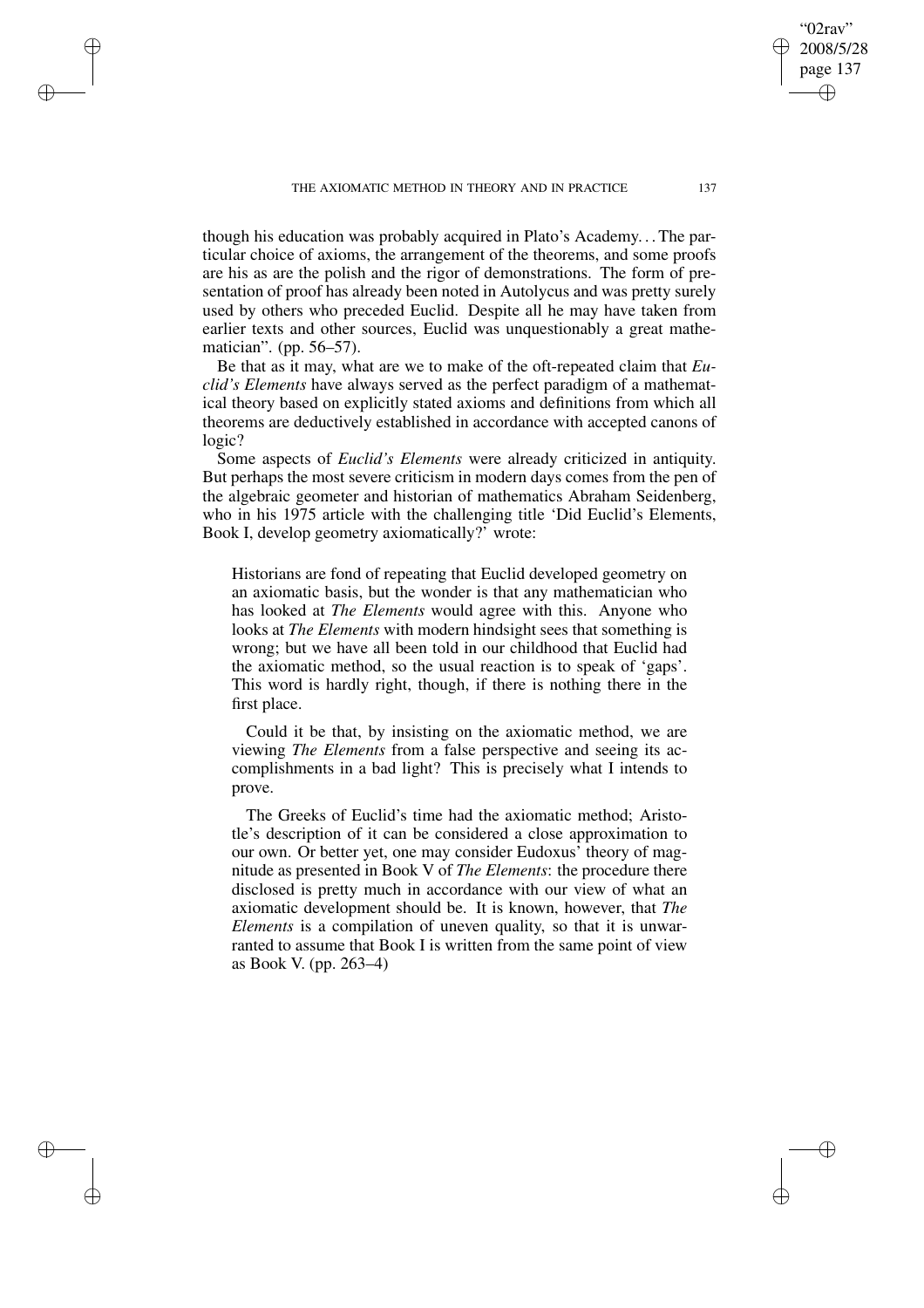though his education was probably acquired in Plato's Academy. . . The particular choice of axioms, the arrangement of the theorems, and some proofs are his as are the polish and the rigor of demonstrations. The form of presentation of proof has already been noted in Autolycus and was pretty surely used by others who preceded Euclid. Despite all he may have taken from earlier texts and other sources, Euclid was unquestionably a great mathematician". (pp. 56–57).

Be that as it may, what are we to make of the oft-repeated claim that *Euclid's Elements* have always served as the perfect paradigm of a mathematical theory based on explicitly stated axioms and definitions from which all theorems are deductively established in accordance with accepted canons of logic?

Some aspects of *Euclid's Elements* were already criticized in antiquity. But perhaps the most severe criticism in modern days comes from the pen of the algebraic geometer and historian of mathematics Abraham Seidenberg, who in his 1975 article with the challenging title 'Did Euclid's Elements, Book I, develop geometry axiomatically?' wrote:

> Historians are fond of repeating that Euclid developed geometry on an axiomatic basis, but the wonder is that any mathematician who has looked at *The Elements* would agree with this. Anyone who looks at *The Elements* with modern hindsight sees that something is wrong; but we have all been told in our childhood that Euclid had the axiomatic method, so the usual reaction is to speak of 'gaps'. This word is hardly right, though, if there is nothing there in the first place.
>
> Could it be that, by insisting on the axiomatic method, we are viewing *The Elements* from a false perspective and seeing its accomplishments in a bad light? This is precisely what I intends to prove.
>
> The Greeks of Euclid's time had the axiomatic method; Aristotle's description of it can be considered a close approximation to our own. Or better yet, one may consider Eudoxus' theory of magnitude as presented in Book V of *The Elements*: the procedure there disclosed is pretty much in accordance with our view of what an axiomatic development should be. It is known, however, that *The Elements* is a compilation of uneven quality, so that it is unwarranted to assume that Book I is written from the same point of view as Book V. (pp. 263–4)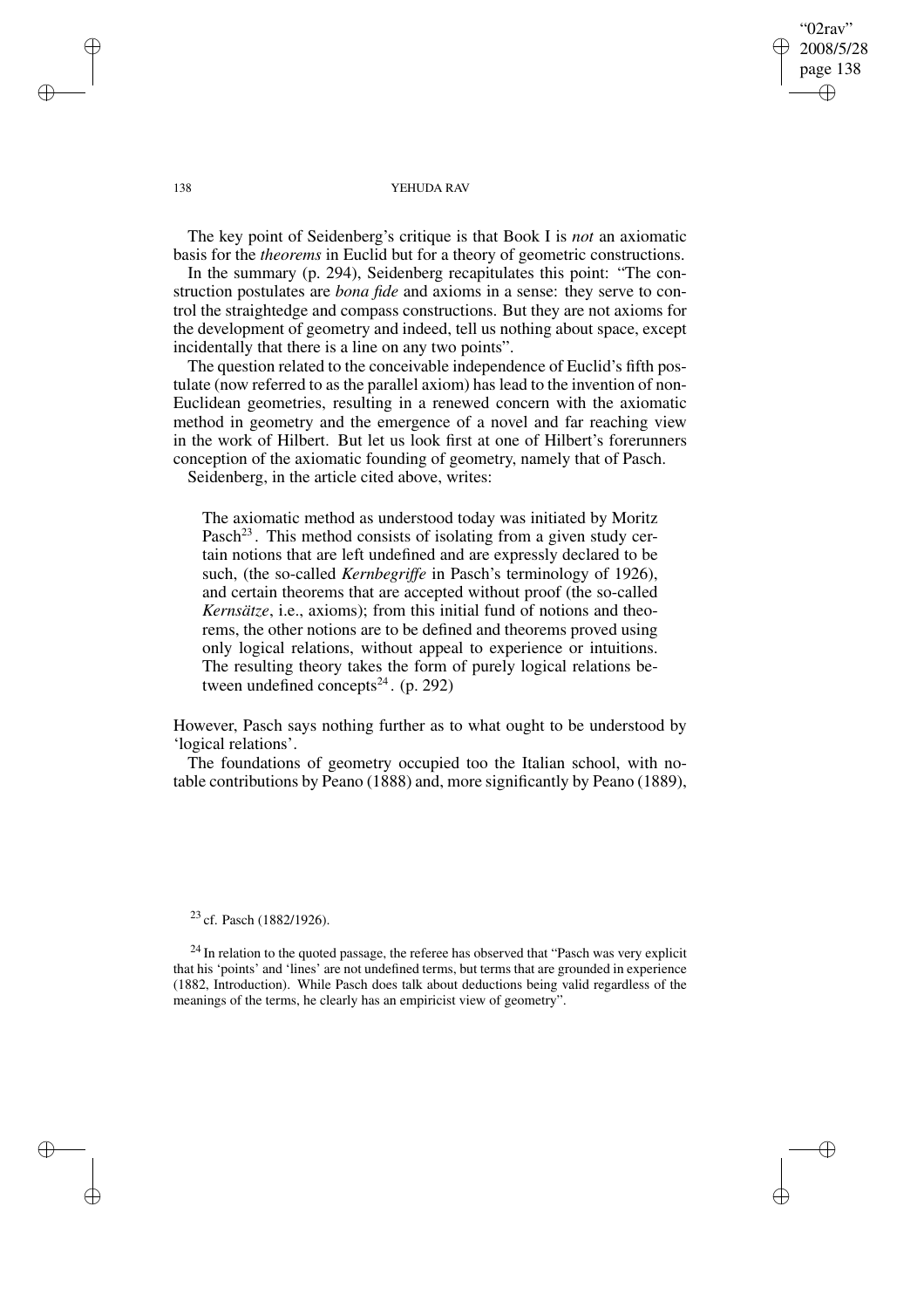The key point of Seidenberg's critique is that Book I is *not* an axiomatic basis for the *theorems* in Euclid but for a theory of geometric constructions.

In the summary (p. 294), Seidenberg recapitulates this point: "The construction postulates are *bona fide* and axioms in a sense: they serve to control the straightedge and compass constructions. But they are not axioms for the development of geometry and indeed, tell us nothing about space, except incidentally that there is a line on any two points".

The question related to the conceivable independence of Euclid's fifth postulate (now referred to as the parallel axiom) has lead to the invention of non-Euclidean geometries, resulting in a renewed concern with the axiomatic method in geometry and the emergence of a novel and far reaching view in the work of Hilbert. But let us look first at one of Hilbert's forerunners conception of the axiomatic founding of geometry, namely that of Pasch.

Seidenberg, in the article cited above, writes:

> The axiomatic method as understood today was initiated by Moritz Pasch[23]. This method consists of isolating from a given study certain notions that are left undefined and are expressly declared to be such, (the so-called *Kernbegriffe* in Pasch's terminology of 1926), and certain theorems that are accepted without proof (the so-called *Kernsätze*, i.e., axioms); from this initial fund of notions and theorems, the other notions are to be defined and theorems proved using only logical relations, without appeal to experience or intuitions. The resulting theory takes the form of purely logical relations between undefined concepts[24]. (p. 292)

However, Pasch says nothing further as to what ought to be understood by 'logical relations'.

The foundations of geometry occupied too the Italian school, with notable contributions by Peano (1888) and, more significantly by Peano (1889),

[23] cf. Pasch (1882/1926).

[24] In relation to the quoted passage, the referee has observed that "Pasch was very explicit that his 'points' and 'lines' are not undefined terms, but terms that are grounded in experience (1882, Introduction). While Pasch does talk about deductions being valid regardless of the meanings of the terms, he clearly has an empiricist view of geometry".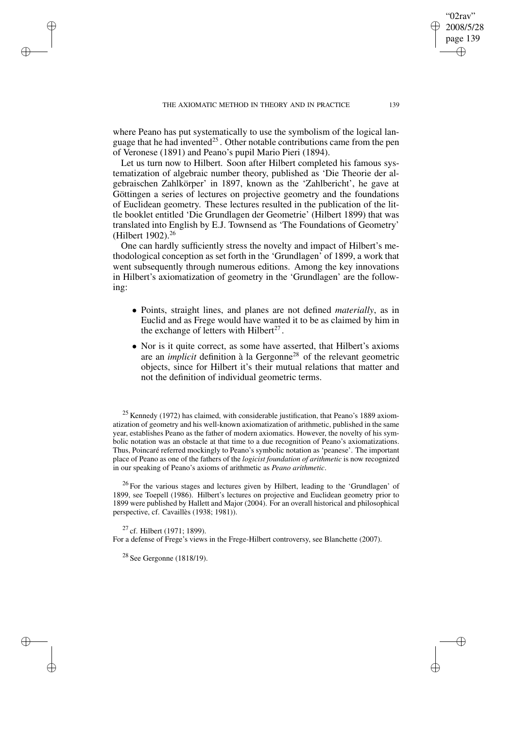where Peano has put systematically to use the symbolism of the logical language that he had invented[25]. Other notable contributions came from the pen of Veronese (1891) and Peano's pupil Mario Pieri (1894).

Let us turn now to Hilbert. Soon after Hilbert completed his famous systematization of algebraic number theory, published as 'Die Theorie der algebraischen Zahlkörper' in 1897, known as the 'Zahlbericht', he gave at Göttingen a series of lectures on projective geometry and the foundations of Euclidean geometry. These lectures resulted in the publication of the little booklet entitled 'Die Grundlagen der Geometrie' (Hilbert 1899) that was translated into English by E.J. Townsend as 'The Foundations of Geometry' (Hilbert 1902).[26]

One can hardly sufficiently stress the novelty and impact of Hilbert's methodological conception as set forth in the 'Grundlagen' of 1899, a work that went subsequently through numerous editions. Among the key innovations in Hilbert's axiomatization of geometry in the 'Grundlagen' are the following:

- Points, straight lines, and planes are not defined *materially*, as in Euclid and as Frege would have wanted it to be as claimed by him in the exchange of letters with Hilbert[27].
- Nor is it quite correct, as some have asserted, that Hilbert's axioms are an *implicit* definition à la Gergonne[28] of the relevant geometric objects, since for Hilbert it's their mutual relations that matter and not the definition of individual geometric terms.

[25] Kennedy (1972) has claimed, with considerable justification, that Peano's 1889 axiomatization of geometry and his well-known axiomatization of arithmetic, published in the same year, establishes Peano as the father of modern axiomatics. However, the novelty of his symbolic notation was an obstacle at that time to a due recognition of Peano's axiomatizations. Thus, Poincaré referred mockingly to Peano's symbolic notation as 'peanese'. The important place of Peano as one of the fathers of the *logicist foundation of arithmetic* is now recognized in our speaking of Peano's axioms of arithmetic as *Peano arithmetic*.

[26] For the various stages and lectures given by Hilbert, leading to the 'Grundlagen' of 1899, see Toepell (1986). Hilbert's lectures on projective and Euclidean geometry prior to 1899 were published by Hallett and Major (2004). For an overall historical and philosophical perspective, cf. Cavaillès (1938; 1981)).

[27] cf. Hilbert (1971; 1899).
For a defense of Frege's views in the Frege-Hilbert controversy, see Blanchette (2007).

[28] See Gergonne (1818/19).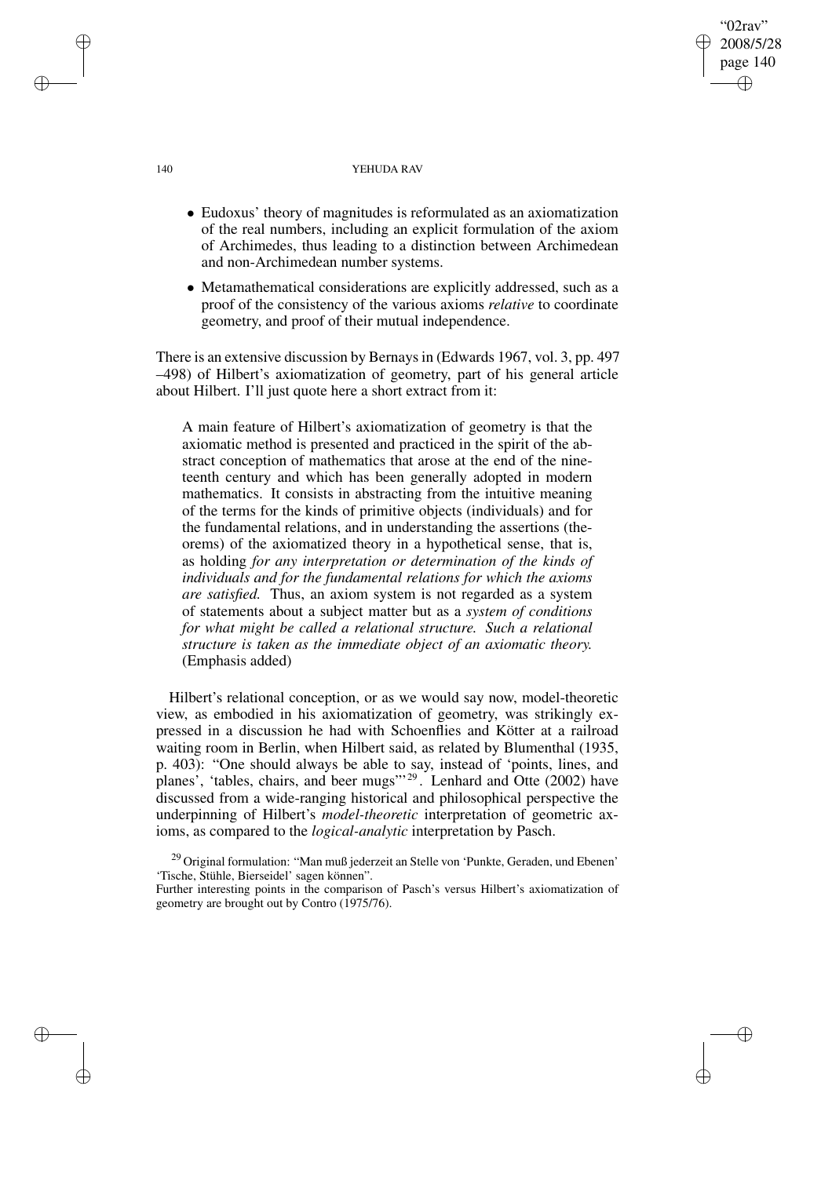- Eudoxus' theory of magnitudes is reformulated as an axiomatization of the real numbers, including an explicit formulation of the axiom of Archimedes, thus leading to a distinction between Archimedean and non-Archimedean number systems.
- Metamathematical considerations are explicitly addressed, such as a proof of the consistency of the various axioms *relative* to coordinate geometry, and proof of their mutual independence.

There is an extensive discussion by Bernays in (Edwards 1967, vol. 3, pp. 497 –498) of Hilbert's axiomatization of geometry, part of his general article about Hilbert. I'll just quote here a short extract from it:

> A main feature of Hilbert's axiomatization of geometry is that the axiomatic method is presented and practiced in the spirit of the abstract conception of mathematics that arose at the end of the nineteenth century and which has been generally adopted in modern mathematics. It consists in abstracting from the intuitive meaning of the terms for the kinds of primitive objects (individuals) and for the fundamental relations, and in understanding the assertions (theorems) of the axiomatized theory in a hypothetical sense, that is, as holding *for any interpretation or determination of the kinds of individuals and for the fundamental relations for which the axioms are satisfied.* Thus, an axiom system is not regarded as a system of statements about a subject matter but as a *system of conditions for what might be called a relational structure. Such a relational structure is taken as the immediate object of an axiomatic theory.* (Emphasis added)

Hilbert's relational conception, or as we would say now, model-theoretic view, as embodied in his axiomatization of geometry, was strikingly expressed in a discussion he had with Schoenflies and Kötter at a railroad waiting room in Berlin, when Hilbert said, as related by Blumenthal (1935, p. 403): "One should always be able to say, instead of 'points, lines, and planes', 'tables, chairs, and beer mugs'"[29]. Lenhard and Otte (2002) have discussed from a wide-ranging historical and philosophical perspective the underpinning of Hilbert's *model-theoretic* interpretation of geometric axioms, as compared to the *logical-analytic* interpretation by Pasch.

[29] Original formulation: "Man muß jederzeit an Stelle von 'Punkte, Geraden, und Ebenen' 'Tische, Stühle, Bierseidel' sagen können".
Further interesting points in the comparison of Pasch's versus Hilbert's axiomatization of geometry are brought out by Contro (1975/76).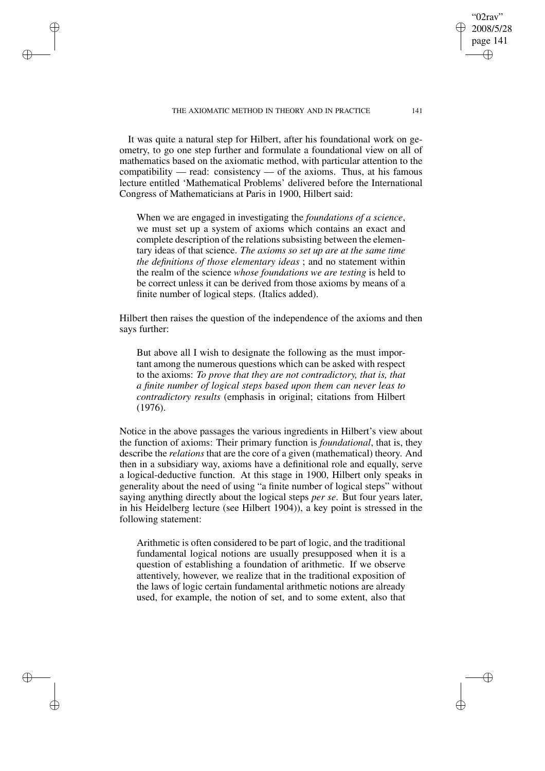It was quite a natural step for Hilbert, after his foundational work on geometry, to go one step further and formulate a foundational view on all of mathematics based on the axiomatic method, with particular attention to the compatibility — read: consistency — of the axioms. Thus, at his famous lecture entitled 'Mathematical Problems' delivered before the International Congress of Mathematicians at Paris in 1900, Hilbert said:

> When we are engaged in investigating the *foundations of a science*, we must set up a system of axioms which contains an exact and complete description of the relations subsisting between the elementary ideas of that science. *The axioms so set up are at the same time the definitions of those elementary ideas* ; and no statement within the realm of the science *whose foundations we are testing* is held to be correct unless it can be derived from those axioms by means of a finite number of logical steps. (Italics added).

Hilbert then raises the question of the independence of the axioms and then says further:

> But above all I wish to designate the following as the must important among the numerous questions which can be asked with respect to the axioms: *To prove that they are not contradictory, that is, that a finite number of logical steps based upon them can never leas to contradictory results* (emphasis in original; citations from Hilbert (1976).

Notice in the above passages the various ingredients in Hilbert's view about the function of axioms: Their primary function is *foundational*, that is, they describe the *relations* that are the core of a given (mathematical) theory. And then in a subsidiary way, axioms have a definitional role and equally, serve a logical-deductive function. At this stage in 1900, Hilbert only speaks in generality about the need of using "a finite number of logical steps" without saying anything directly about the logical steps *per se*. But four years later, in his Heidelberg lecture (see Hilbert 1904)), a key point is stressed in the following statement:

> Arithmetic is often considered to be part of logic, and the traditional fundamental logical notions are usually presupposed when it is a question of establishing a foundation of arithmetic. If we observe attentively, however, we realize that in the traditional exposition of the laws of logic certain fundamental arithmetic notions are already used, for example, the notion of set, and to some extent, also that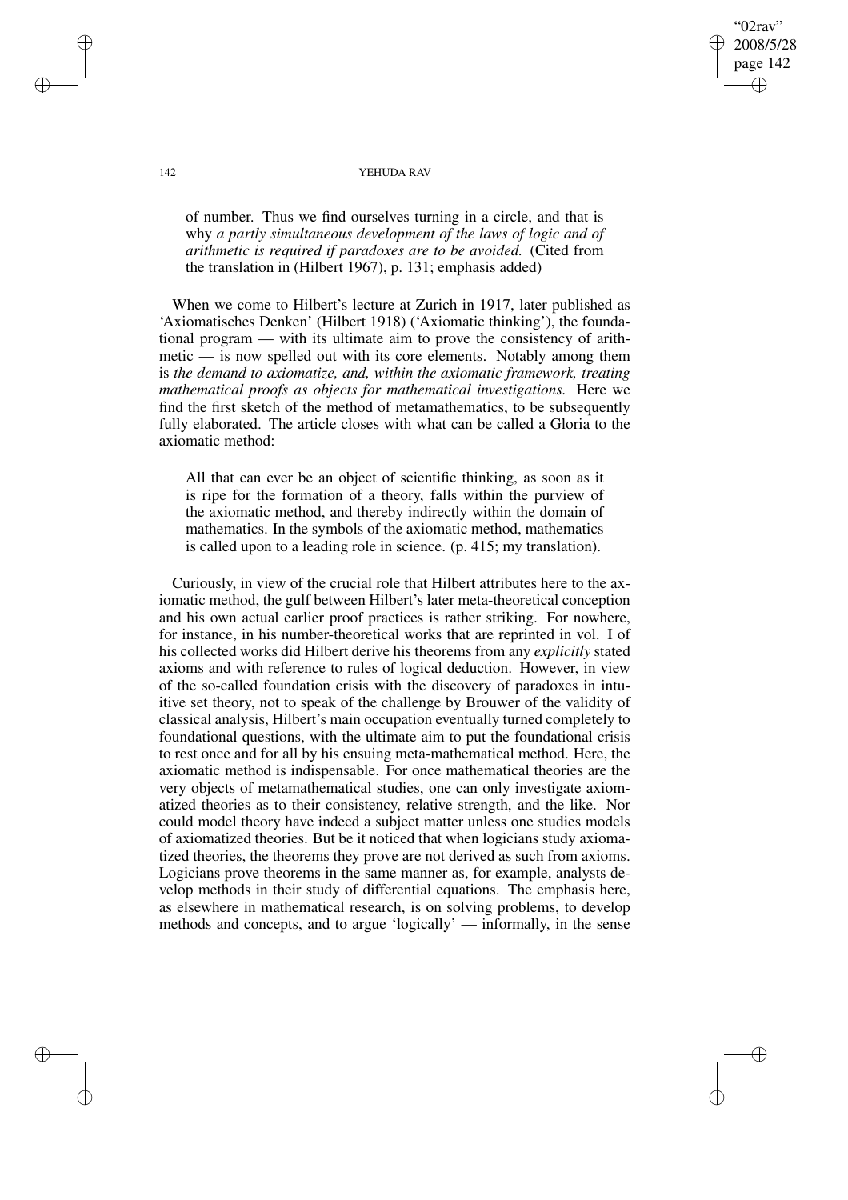of number. Thus we find ourselves turning in a circle, and that is why *a partly simultaneous development of the laws of logic and of arithmetic is required if paradoxes are to be avoided.* (Cited from the translation in (Hilbert 1967), p. 131; emphasis added)

When we come to Hilbert's lecture at Zurich in 1917, later published as 'Axiomatisches Denken' (Hilbert 1918) ('Axiomatic thinking'), the foundational program — with its ultimate aim to prove the consistency of arithmetic — is now spelled out with its core elements. Notably among them is *the demand to axiomatize, and, within the axiomatic framework, treating mathematical proofs as objects for mathematical investigations.* Here we find the first sketch of the method of metamathematics, to be subsequently fully elaborated. The article closes with what can be called a Gloria to the axiomatic method:

> All that can ever be an object of scientific thinking, as soon as it is ripe for the formation of a theory, falls within the purview of the axiomatic method, and thereby indirectly within the domain of mathematics. In the symbols of the axiomatic method, mathematics is called upon to a leading role in science. (p. 415; my translation).

Curiously, in view of the crucial role that Hilbert attributes here to the axiomatic method, the gulf between Hilbert's later meta-theoretical conception and his own actual earlier proof practices is rather striking. For nowhere, for instance, in his number-theoretical works that are reprinted in vol. I of his collected works did Hilbert derive his theorems from any *explicitly* stated axioms and with reference to rules of logical deduction. However, in view of the so-called foundation crisis with the discovery of paradoxes in intuitive set theory, not to speak of the challenge by Brouwer of the validity of classical analysis, Hilbert's main occupation eventually turned completely to foundational questions, with the ultimate aim to put the foundational crisis to rest once and for all by his ensuing meta-mathematical method. Here, the axiomatic method is indispensable. For once mathematical theories are the very objects of metamathematical studies, one can only investigate axiomatized theories as to their consistency, relative strength, and the like. Nor could model theory have indeed a subject matter unless one studies models of axiomatized theories. But be it noticed that when logicians study axiomatized theories, the theorems they prove are not derived as such from axioms. Logicians prove theorems in the same manner as, for example, analysts develop methods in their study of differential equations. The emphasis here, as elsewhere in mathematical research, is on solving problems, to develop methods and concepts, and to argue 'logically' — informally, in the sense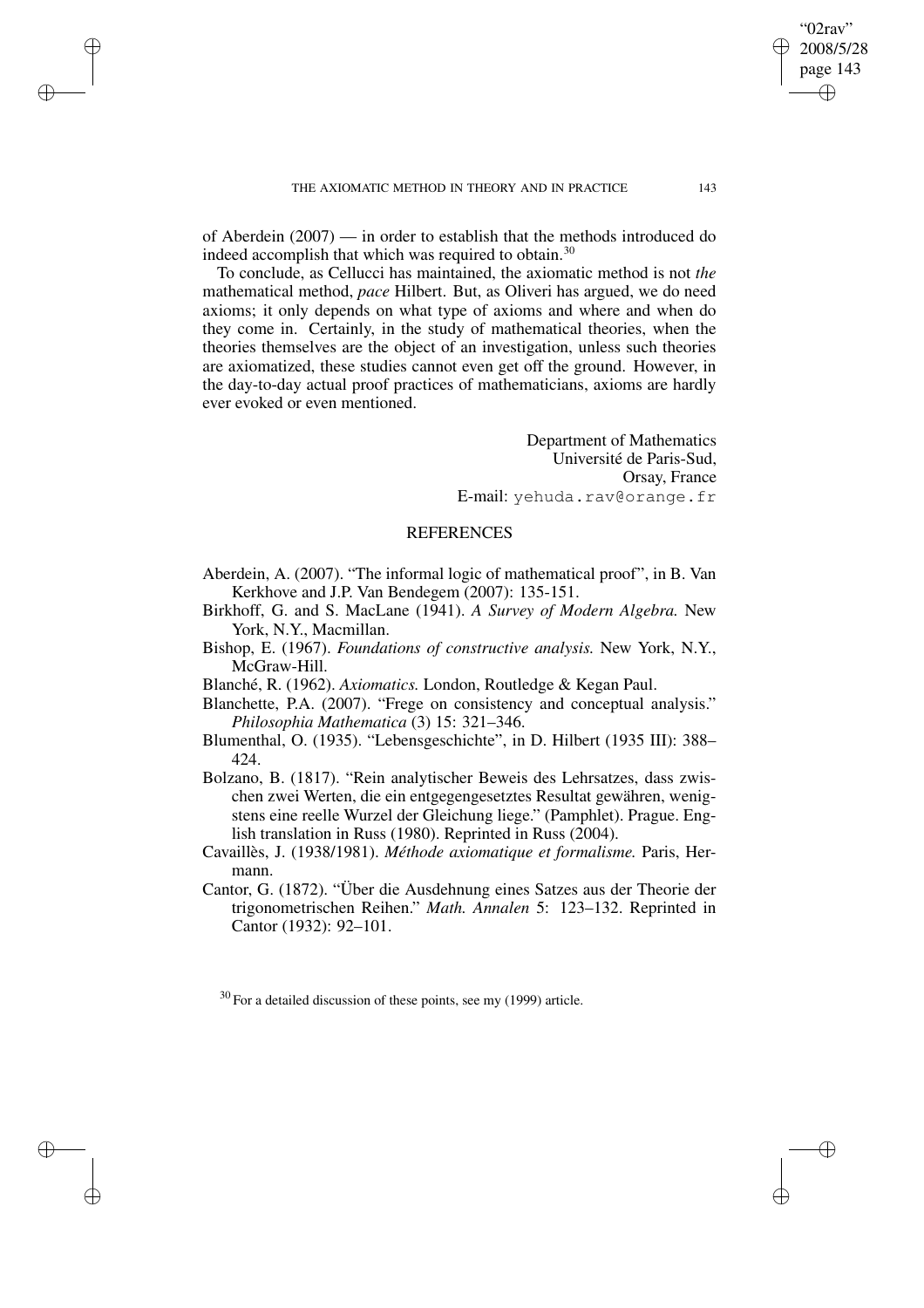of Aberdein (2007) — in order to establish that the methods introduced do indeed accomplish that which was required to obtain.[30]

To conclude, as Cellucci has maintained, the axiomatic method is not *the* mathematical method, *pace* Hilbert. But, as Oliveri has argued, we do need axioms; it only depends on what type of axioms and where and when do they come in. Certainly, in the study of mathematical theories, when the theories themselves are the object of an investigation, unless such theories are axiomatized, these studies cannot even get off the ground. However, in the day-to-day actual proof practices of mathematicians, axioms are hardly ever evoked or even mentioned.

Department of Mathematics
Université de Paris-Sud,
Orsay, France
E-mail: yehuda.rav@orange.fr

## REFERENCES

Aberdein, A. (2007). "The informal logic of mathematical proof", in B. Van Kerkhove and J.P. Van Bendegem (2007): 135-151.

Birkhoff, G. and S. MacLane (1941). *A Survey of Modern Algebra.* New York, N.Y., Macmillan.

Bishop, E. (1967). *Foundations of constructive analysis.* New York, N.Y., McGraw-Hill.

Blanché, R. (1962). *Axiomatics.* London, Routledge & Kegan Paul.

Blanchette, P.A. (2007). "Frege on consistency and conceptual analysis." *Philosophia Mathematica* (3) 15: 321–346.

Blumenthal, O. (1935). "Lebensgeschichte", in D. Hilbert (1935 III): 388–424.

Bolzano, B. (1817). "Rein analytischer Beweis des Lehrsatzes, dass zwischen zwei Werten, die ein entgegengesetztes Resultat gewähren, wenigstens eine reelle Wurzel der Gleichung liege." (Pamphlet). Prague. English translation in Russ (1980). Reprinted in Russ (2004).

Cavaillès, J. (1938/1981). *Méthode axiomatique et formalisme.* Paris, Hermann.

Cantor, G. (1872). "Über die Ausdehnung eines Satzes aus der Theorie der trigonometrischen Reihen." *Math. Annalen* 5: 123–132. Reprinted in Cantor (1932): 92–101.

[30] For a detailed discussion of these points, see my (1999) article.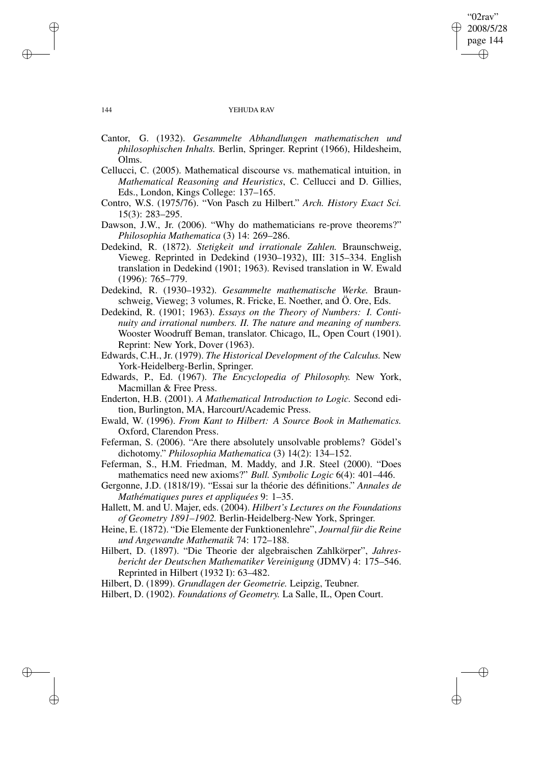Cantor, G. (1932). *Gesammelte Abhandlungen mathematischen und philosophischen Inhalts.* Berlin, Springer. Reprint (1966), Hildesheim, Olms.

Cellucci, C. (2005). Mathematical discourse vs. mathematical intuition, in *Mathematical Reasoning and Heuristics*, C. Cellucci and D. Gillies, Eds., London, Kings College: 137–165.

Contro, W.S. (1975/76). "Von Pasch zu Hilbert." *Arch. History Exact Sci.* 15(3): 283–295.

Dawson, J.W., Jr. (2006). "Why do mathematicians re-prove theorems?" *Philosophia Mathematica* (3) 14: 269–286.

Dedekind, R. (1872). *Stetigkeit und irrationale Zahlen.* Braunschweig, Vieweg. Reprinted in Dedekind (1930–1932), III: 315–334. English translation in Dedekind (1901; 1963). Revised translation in W. Ewald (1996): 765–779.

Dedekind, R. (1930–1932). *Gesammelte mathematische Werke.* Braunschweig, Vieweg; 3 volumes, R. Fricke, E. Noether, and Ö. Ore, Eds.

Dedekind, R. (1901; 1963). *Essays on the Theory of Numbers: I. Continuity and irrational numbers. II. The nature and meaning of numbers.* Wooster Woodruff Beman, translator. Chicago, IL, Open Court (1901). Reprint: New York, Dover (1963).

Edwards, C.H., Jr. (1979). *The Historical Development of the Calculus.* New York-Heidelberg-Berlin, Springer.

Edwards, P., Ed. (1967). *The Encyclopedia of Philosophy.* New York, Macmillan & Free Press.

Enderton, H.B. (2001). *A Mathematical Introduction to Logic.* Second edition, Burlington, MA, Harcourt/Academic Press.

Ewald, W. (1996). *From Kant to Hilbert: A Source Book in Mathematics.* Oxford, Clarendon Press.

Feferman, S. (2006). "Are there absolutely unsolvable problems? Gödel's dichotomy." *Philosophia Mathematica* (3) 14(2): 134–152.

Feferman, S., H.M. Friedman, M. Maddy, and J.R. Steel (2000). "Does mathematics need new axioms?" *Bull. Symbolic Logic* 6(4): 401–446.

Gergonne, J.D. (1818/19). "Essai sur la théorie des définitions." *Annales de Mathématiques pures et appliquées* 9: 1–35.

Hallett, M. and U. Majer, eds. (2004). *Hilbert's Lectures on the Foundations of Geometry 1891–1902.* Berlin-Heidelberg-New York, Springer.

Heine, E. (1872). "Die Elemente der Funktionenlehre", *Journal für die Reine und Angewandte Mathematik* 74: 172–188.

Hilbert, D. (1897). "Die Theorie der algebraischen Zahlkörper", *Jahresbericht der Deutschen Mathematiker Vereinigung* (JDMV) 4: 175–546. Reprinted in Hilbert (1932 I): 63–482.

Hilbert, D. (1899). *Grundlagen der Geometrie.* Leipzig, Teubner.

Hilbert, D. (1902). *Foundations of Geometry.* La Salle, IL, Open Court.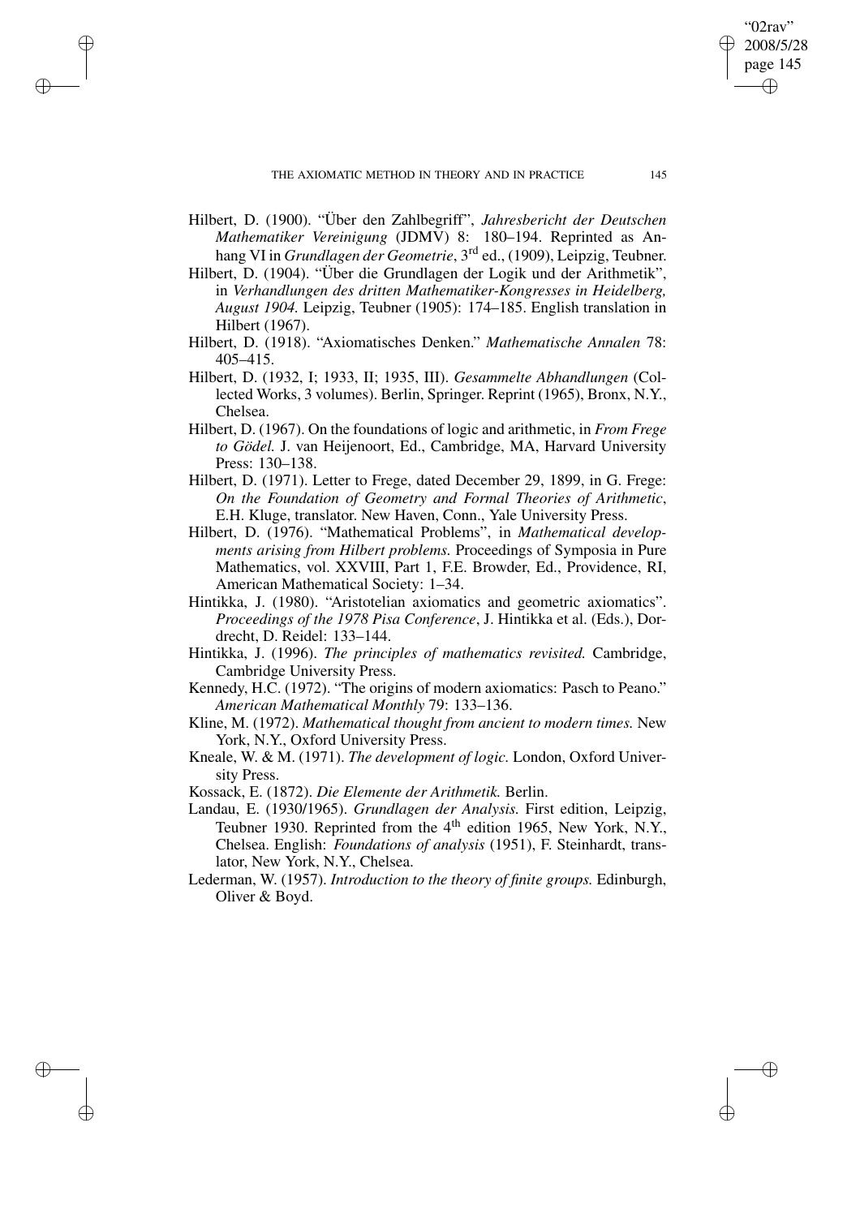Hilbert, D. (1900). "Über den Zahlbegriff", *Jahresbericht der Deutschen Mathematiker Vereinigung* (JDMV) 8: 180–194. Reprinted as Anhang VI in *Grundlagen der Geometrie*, 3rd ed., (1909), Leipzig, Teubner.

Hilbert, D. (1904). "Über die Grundlagen der Logik und der Arithmetik", in *Verhandlungen des dritten Mathematiker-Kongresses in Heidelberg, August 1904.* Leipzig, Teubner (1905): 174–185. English translation in Hilbert (1967).

Hilbert, D. (1918). "Axiomatisches Denken." *Mathematische Annalen* 78: 405–415.

Hilbert, D. (1932, I; 1933, II; 1935, III). *Gesammelte Abhandlungen* (Collected Works, 3 volumes). Berlin, Springer. Reprint (1965), Bronx, N.Y., Chelsea.

Hilbert, D. (1967). On the foundations of logic and arithmetic, in *From Frege to Gödel.* J. van Heijenoort, Ed., Cambridge, MA, Harvard University Press: 130–138.

Hilbert, D. (1971). Letter to Frege, dated December 29, 1899, in G. Frege: *On the Foundation of Geometry and Formal Theories of Arithmetic*, E.H. Kluge, translator. New Haven, Conn., Yale University Press.

Hilbert, D. (1976). "Mathematical Problems", in *Mathematical developments arising from Hilbert problems.* Proceedings of Symposia in Pure Mathematics, vol. XXVIII, Part 1, F.E. Browder, Ed., Providence, RI, American Mathematical Society: 1–34.

Hintikka, J. (1980). "Aristotelian axiomatics and geometric axiomatics". *Proceedings of the 1978 Pisa Conference*, J. Hintikka et al. (Eds.), Dordrecht, D. Reidel: 133–144.

Hintikka, J. (1996). *The principles of mathematics revisited.* Cambridge, Cambridge University Press.

Kennedy, H.C. (1972). "The origins of modern axiomatics: Pasch to Peano." *American Mathematical Monthly* 79: 133–136.

Kline, M. (1972). *Mathematical thought from ancient to modern times.* New York, N.Y., Oxford University Press.

Kneale, W. & M. (1971). *The development of logic.* London, Oxford University Press.

Kossack, E. (1872). *Die Elemente der Arithmetik.* Berlin.

Landau, E. (1930/1965). *Grundlagen der Analysis.* First edition, Leipzig, Teubner 1930. Reprinted from the 4th edition 1965, New York, N.Y., Chelsea. English: *Foundations of analysis* (1951), F. Steinhardt, translator, New York, N.Y., Chelsea.

Lederman, W. (1957). *Introduction to the theory of finite groups.* Edinburgh, Oliver & Boyd.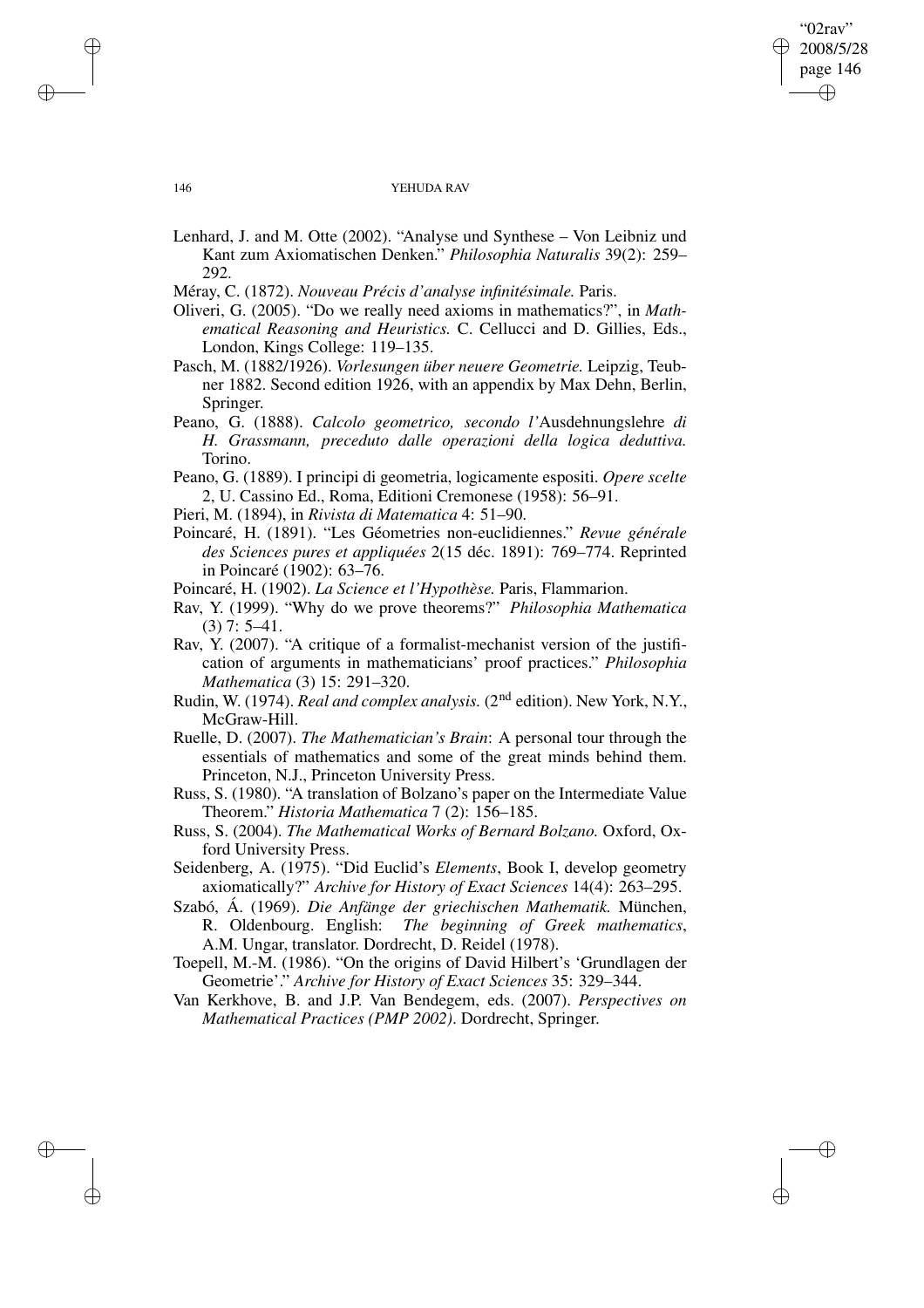Lenhard, J. and M. Otte (2002). "Analyse und Synthese – Von Leibniz und Kant zum Axiomatischen Denken." *Philosophia Naturalis* 39(2): 259–292.

Méray, C. (1872). *Nouveau Précis d'analyse infinitésimale.* Paris.

Oliveri, G. (2005). "Do we really need axioms in mathematics?", in *Mathematical Reasoning and Heuristics.* C. Cellucci and D. Gillies, Eds., London, Kings College: 119–135.

Pasch, M. (1882/1926). *Vorlesungen über neuere Geometrie.* Leipzig, Teubner 1882. Second edition 1926, with an appendix by Max Dehn, Berlin, Springer.

Peano, G. (1888). *Calcolo geometrico, secondo l'*Ausdehnungslehre *di H. Grassmann, preceduto dalle operazioni della logica deduttiva.* Torino.

Peano, G. (1889). I principi di geometria, logicamente espositi. *Opere scelte* 2, U. Cassino Ed., Roma, Editioni Cremonese (1958): 56–91.

Pieri, M. (1894), in *Rivista di Matematica* 4: 51–90.

Poincaré, H. (1891). "Les Géometries non-euclidiennes." *Revue générale des Sciences pures et appliquées* 2(15 déc. 1891): 769–774. Reprinted in Poincaré (1902): 63–76.

Poincaré, H. (1902). *La Science et l'Hypothèse.* Paris, Flammarion.

Rav, Y. (1999). "Why do we prove theorems?" *Philosophia Mathematica* (3) 7: 5–41.

Rav, Y. (2007). "A critique of a formalist-mechanist version of the justification of arguments in mathematicians' proof practices." *Philosophia Mathematica* (3) 15: 291–320.

Rudin, W. (1974). *Real and complex analysis.* (2nd edition). New York, N.Y., McGraw-Hill.

Ruelle, D. (2007). *The Mathematician's Brain*: A personal tour through the essentials of mathematics and some of the great minds behind them. Princeton, N.J., Princeton University Press.

Russ, S. (1980). "A translation of Bolzano's paper on the Intermediate Value Theorem." *Historia Mathematica* 7 (2): 156–185.

Russ, S. (2004). *The Mathematical Works of Bernard Bolzano.* Oxford, Oxford University Press.

Seidenberg, A. (1975). "Did Euclid's *Elements*, Book I, develop geometry axiomatically?" *Archive for History of Exact Sciences* 14(4): 263–295.

Szabó, Á. (1969). *Die Anfänge der griechischen Mathematik.* München, R. Oldenbourg. English: *The beginning of Greek mathematics*, A.M. Ungar, translator. Dordrecht, D. Reidel (1978).

Toepell, M.-M. (1986). "On the origins of David Hilbert's 'Grundlagen der Geometrie'." *Archive for History of Exact Sciences* 35: 329–344.

Van Kerkhove, B. and J.P. Van Bendegem, eds. (2007). *Perspectives on Mathematical Practices (PMP 2002)*. Dordrecht, Springer.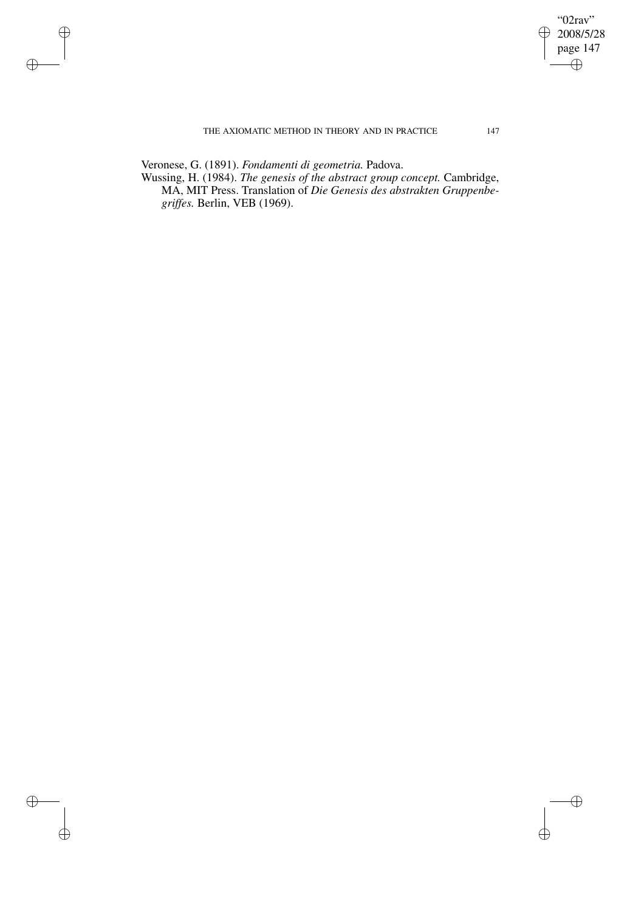Veronese, G. (1891). *Fondamenti di geometria.* Padova.

Wussing, H. (1984). *The genesis of the abstract group concept.* Cambridge, MA, MIT Press. Translation of *Die Genesis des abstrakten Gruppenbegriffes.* Berlin, VEB (1969).